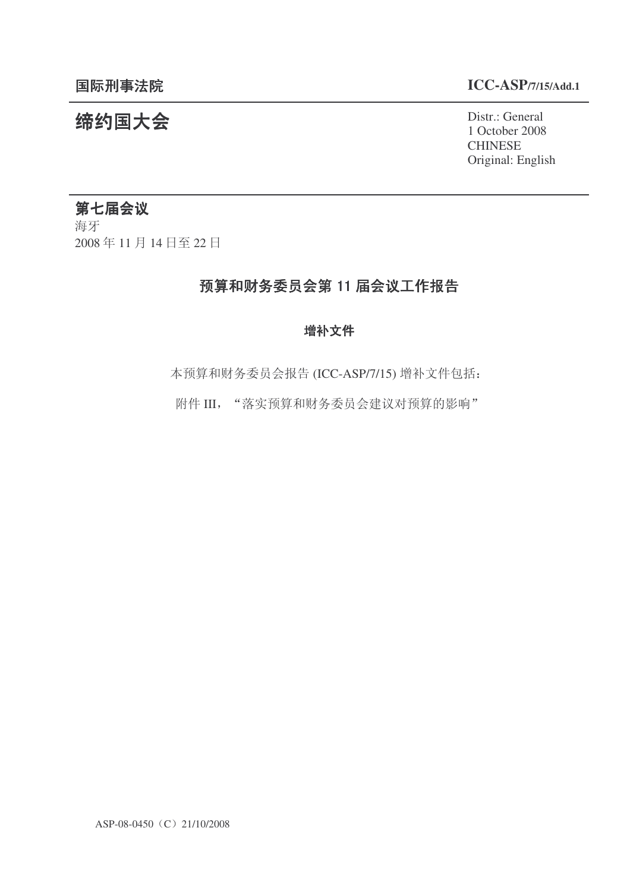**国际刑事法院** **ICC-ASP/7/15/Add.1**

# 缔约国大会

Distr.: General
1 October 2008
CHINESE
Original: English

## 第七届会议

海牙
2008 年 11 月 14 日至 22 日

## 预算和财务委员会第 11 届会议工作报告

### 增补文件

本预算和财务委员会报告 (ICC-ASP/7/15) 增补文件包括：

附件 III，"落实预算和财务委员会建议对预算的影响"

ASP-08-0450（C）21/10/2008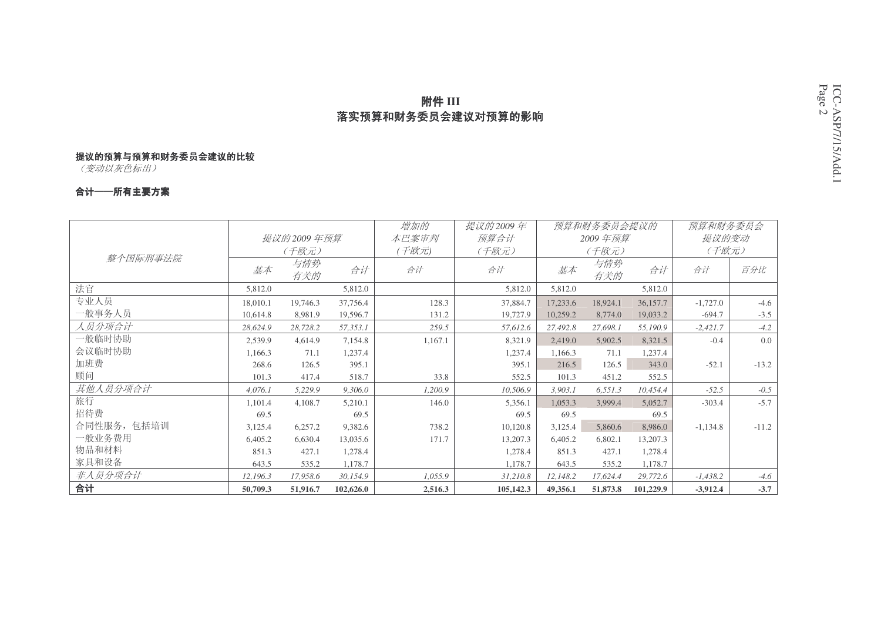# 附件 III
# 落实预算和财务委员会建议对预算的影响

**提议的预算与预算和财务委员会建议的比较**

*（变动以灰色标出）*

**合计——所有主要方案**

| 整个国际刑事法院 | 提议的2009 年预算（千欧元） | | | 增加的本巴案审判（千欧元） | 提议的2009 年预算合计（千欧元） | 预算和财务委员会提议的2009 年预算（千欧元） | | | 预算和财务委员会提议的变动（千欧元） | |
|---|---|---|---|---|---|---|---|---|---|---|
| | 基本 | 与情势有关的 | 合计 | 合计 | 合计 | 基本 | 与情势有关的 | 合计 | 合计 | 百分比 |
| 法官 | 5,812.0 | | 5,812.0 | | 5,812.0 | 5,812.0 | | 5,812.0 | | |
| 专业人员 | 18,010.1 | 19,746.3 | 37,756.4 | 128.3 | 37,884.7 | 17,233.6 | 18,924.1 | 36,157.7 | -1,727.0 | -4.6 |
| 一般事务人员 | 10,614.8 | 8,981.9 | 19,596.7 | 131.2 | 19,727.9 | 10,259.2 | 8,774.0 | 19,033.2 | -694.7 | -3.5 |
| *人员分项合计* | *28,624.9* | *28,728.2* | *57,353.1* | *259.5* | *57,612.6* | *27,492.8* | *27,698.1* | *55,190.9* | *-2,421.7* | *-4.2* |
| 一般临时协助 | 2,539.9 | 4,614.9 | 7,154.8 | 1,167.1 | 8,321.9 | 2,419.0 | 5,902.5 | 8,321.5 | -0.4 | 0.0 |
| 会议临时协助 | 1,166.3 | 71.1 | 1,237.4 | | 1,237.4 | 1,166.3 | 71.1 | 1,237.4 | | |
| 加班费 | 268.6 | 126.5 | 395.1 | | 395.1 | 216.5 | 126.5 | 343.0 | -52.1 | -13.2 |
| 顾问 | 101.3 | 417.4 | 518.7 | 33.8 | 552.5 | 101.3 | 451.2 | 552.5 | | |
| *其他人员分项合计* | *4,076.1* | *5,229.9* | *9,306.0* | *1,200.9* | *10,506.9* | *3,903.1* | *6,551.3* | *10,454.4* | *-52.5* | *-0.5* |
| 旅行 | 1,101.4 | 4,108.7 | 5,210.1 | 146.0 | 5,356.1 | 1,053.3 | 3,999.4 | 5,052.7 | -303.4 | -5.7 |
| 招待费 | 69.5 | | 69.5 | | 69.5 | 69.5 | | 69.5 | | |
| 合同性服务，包括培训 | 3,125.4 | 6,257.2 | 9,382.6 | 738.2 | 10,120.8 | 3,125.4 | 5,860.6 | 8,986.0 | -1,134.8 | -11.2 |
| 一般业务费用 | 6,405.2 | 6,630.4 | 13,035.6 | 171.7 | 13,207.3 | 6,405.2 | 6,802.1 | 13,207.3 | | |
| 物品和材料 | 851.3 | 427.1 | 1,278.4 | | 1,278.4 | 851.3 | 427.1 | 1,278.4 | | |
| 家具和设备 | 643.5 | 535.2 | 1,178.7 | | 1,178.7 | 643.5 | 535.2 | 1,178.7 | | |
| *非人员分项合计* | *12,196.3* | *17,958.6* | *30,154.9* | *1,055.9* | *31,210.8* | *12,148.2* | *17,624.4* | *29,772.6* | *-1,438.2* | *-4.6* |
| **合计** | **50,709.3** | **51,916.7** | **102,626.0** | **2,516.3** | **105,142.3** | **49,356.1** | **51,873.8** | **101,229.9** | **-3,912.4** | **-3.7** |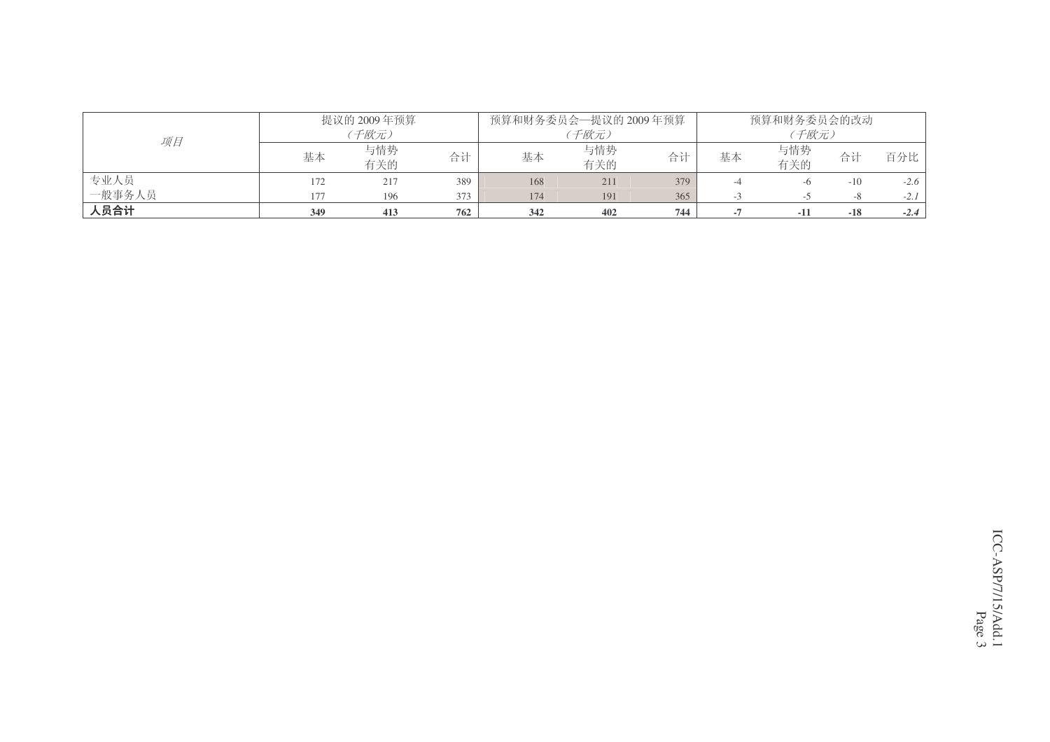| *项目* | 提议的 2009 年预算 *（千欧元）* | | | 预算和财务委员会—提议的 2009 年预算 *（千欧元）* | | | 预算和财务委员会的改动 *（千欧元）* | | | |
|---|---|---|---|---|---|---|---|---|---|---|
| | 基本 | 与情势有关的 | 合计 | 基本 | 与情势有关的 | 合计 | 基本 | 与情势有关的 | 合计 | 百分比 |
| 专业人员 | 172 | 217 | 389 | 168 | 211 | 379 | -4 | -6 | -10 | *-2.6* |
| 一般事务人员 | 177 | 196 | 373 | 174 | 191 | 365 | -3 | -5 | -8 | *-2.1* |
| **人员合计** | **349** | **413** | **762** | **342** | **402** | **744** | **-7** | **-11** | **-18** | ***-2.4*** |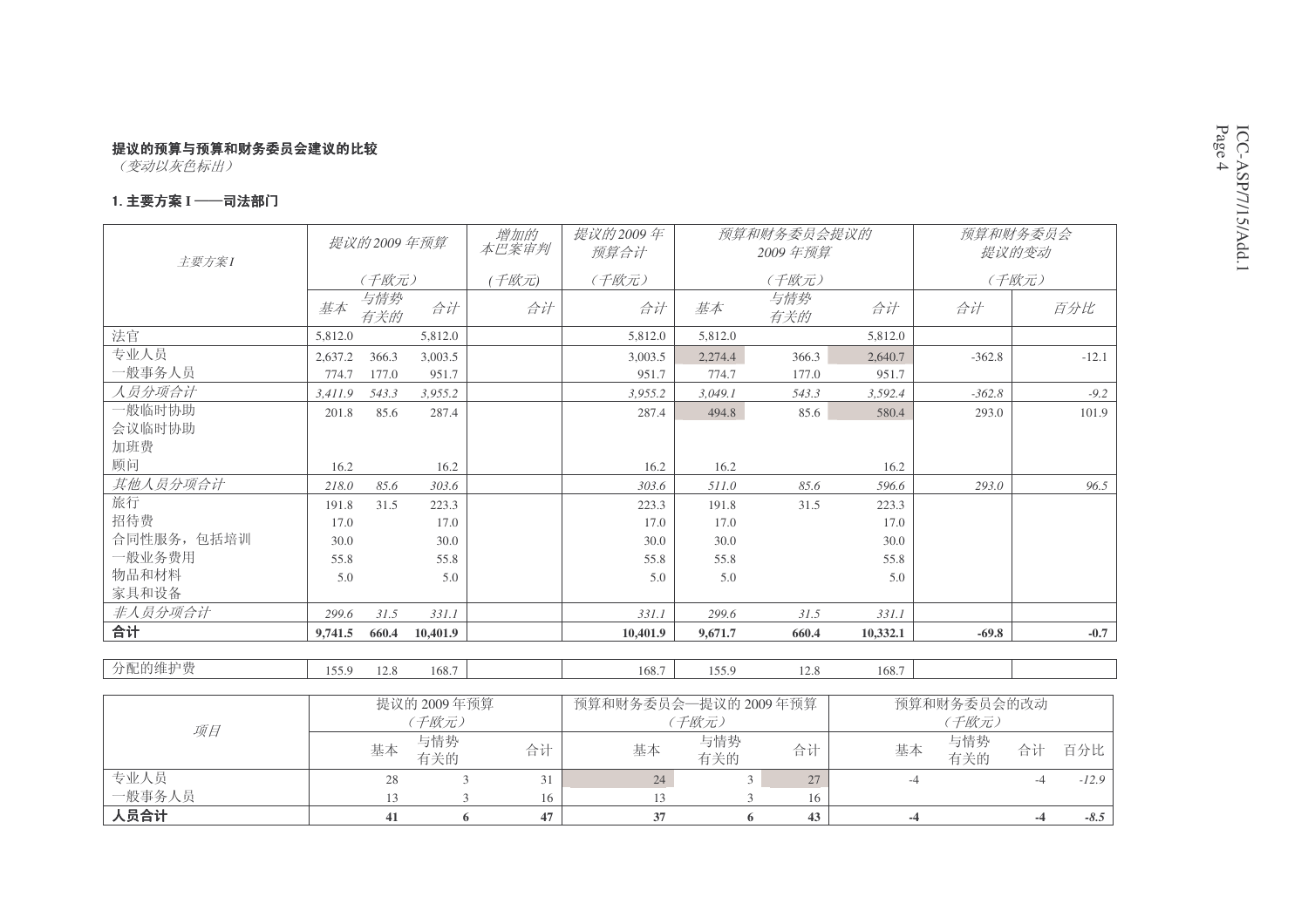**提议的预算与预算和财务委员会建议的比较**

*（变动以灰色标出）*

### 1. 主要方案 I ——司法部门

| *主要方案I* | *提议的2009 年预算（千欧元）* | | | *增加的本巴案审判（千欧元）* | *提议的2009 年预算合计（千欧元）* | *预算和财务委员会提议的2009 年预算（千欧元）* | | | *预算和财务委员会提议的变动（千欧元）* | |
|---|---|---|---|---|---|---|---|---|---|---|
| | *基本* | *与情势有关的* | *合计* | *合计* | *合计* | *基本* | *与情势有关的* | *合计* | *合计* | *百分比* |
| 法官 | 5,812.0 | | 5,812.0 | | 5,812.0 | 5,812.0 | | 5,812.0 | | |
| 专业人员 | 2,637.2 | 366.3 | 3,003.5 | | 3,003.5 | 2,274.4 | 366.3 | 2,640.7 | -362.8 | -12.1 |
| 一般事务人员 | 774.7 | 177.0 | 951.7 | | 951.7 | 774.7 | 177.0 | 951.7 | | |
| *人员分项合计* | *3,411.9* | *543.3* | *3,955.2* | | *3,955.2* | *3,049.1* | *543.3* | *3,592.4* | *-362.8* | *-9.2* |
| 一般临时协助 | 201.8 | 85.6 | 287.4 | | 287.4 | 494.8 | 85.6 | 580.4 | 293.0 | 101.9 |
| 会议临时协助 | | | | | | | | | | |
| 加班费 | | | | | | | | | | |
| 顾问 | 16.2 | | 16.2 | | 16.2 | 16.2 | | 16.2 | | |
| *其他人员分项合计* | *218.0* | *85.6* | *303.6* | | *303.6* | *511.0* | *85.6* | *596.6* | *293.0* | *96.5* |
| 旅行 | 191.8 | 31.5 | 223.3 | | 223.3 | 191.8 | 31.5 | 223.3 | | |
| 招待费 | 17.0 | | 17.0 | | 17.0 | 17.0 | | 17.0 | | |
| 合同性服务，包括培训 | 30.0 | | 30.0 | | 30.0 | 30.0 | | 30.0 | | |
| 一般业务费用 | 55.8 | | 55.8 | | 55.8 | 55.8 | | 55.8 | | |
| 物品和材料 | 5.0 | | 5.0 | | 5.0 | 5.0 | | 5.0 | | |
| 家具和设备 | | | | | | | | | | |
| *非人员分项合计* | *299.6* | *31.5* | *331.1* | | *331.1* | *299.6* | *31.5* | *331.1* | | |
| **合计** | **9,741.5** | **660.4** | **10,401.9** | | **10,401.9** | **9,671.7** | **660.4** | **10,332.1** | **-69.8** | **-0.7** |

| | | | | | | | | | | |
|---|---|---|---|---|---|---|---|---|---|---|
| 分配的维护费 | 155.9 | 12.8 | 168.7 | | 168.7 | 155.9 | 12.8 | 168.7 | | |

| *项目* | 提议的 2009 年预算（千欧元） | | | 预算和财务委员会—提议的 2009 年预算（千欧元） | | | 预算和财务委员会的改动（千欧元） | | | |
|---|---|---|---|---|---|---|---|---|---|---|
| | 基本 | 与情势有关的 | 合计 | 基本 | 与情势有关的 | 合计 | 基本 | 与情势有关的 | 合计 | 百分比 |
| 专业人员 | 28 | 3 | 31 | 24 | 3 | 27 | -4 | | -4 | *-12.9* |
| 一般事务人员 | 13 | 3 | 16 | 13 | 3 | 16 | | | | |
| **人员合计** | **41** | **6** | **47** | **37** | **6** | **43** | **-4** | | **-4** | ***-8.5*** |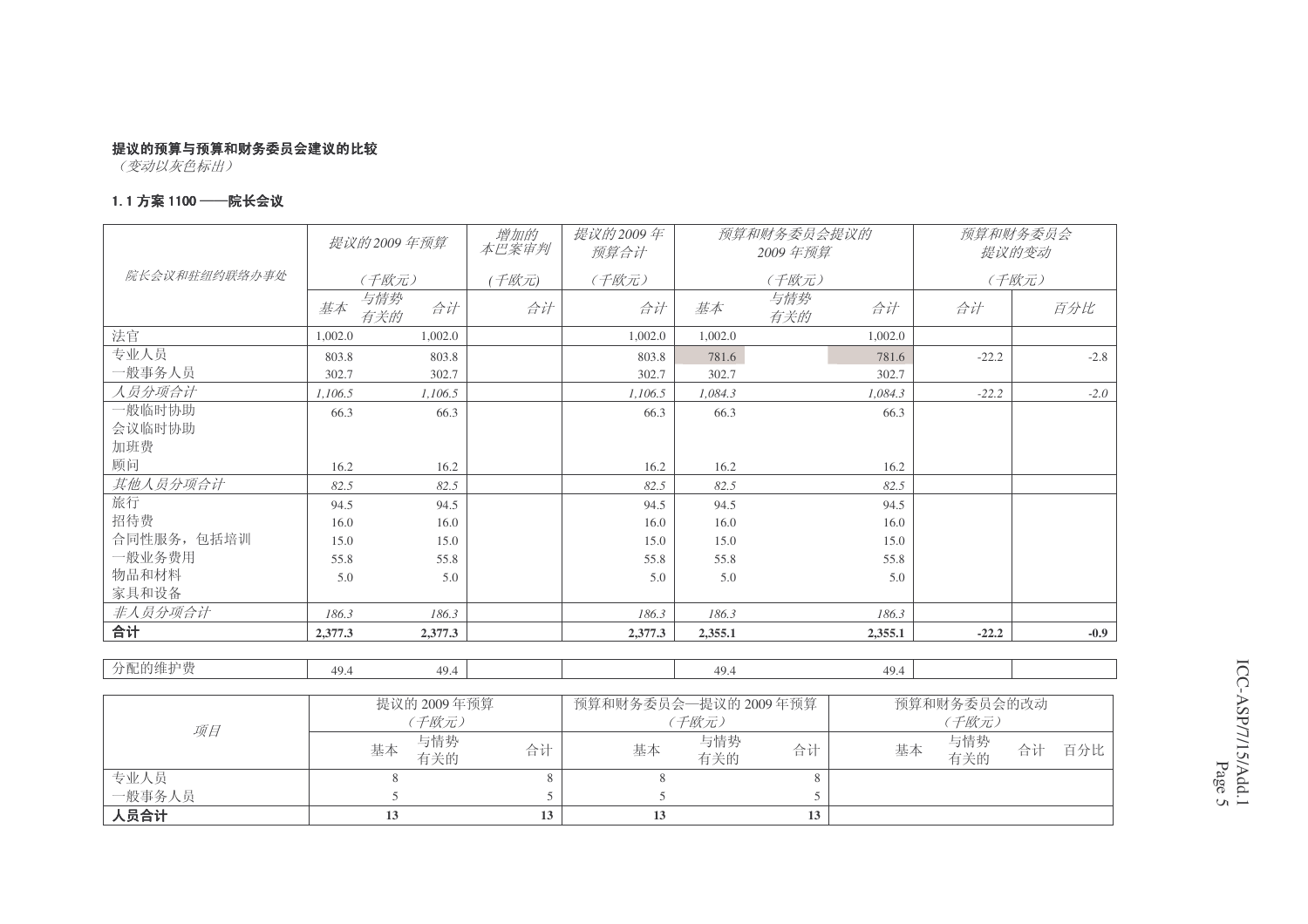**提议的预算与预算和财务委员会建议的比较**

*（变动以灰色标出）*

**1.1 方案 1100 ——院长会议**

| *院长会议和驻纽约联络办事处* | *提议的2009 年预算（千欧元）* | | | *增加的本巴案审判（千欧元）* | *提议的2009 年预算合计（千欧元）* | *预算和财务委员会提议的2009 年预算（千欧元）* | | | *预算和财务委员会提议的变动（千欧元）* | |
|---|---|---|---|---|---|---|---|---|---|---|
| | *基本* | *与情势有关的* | *合计* | *合计* | *合计* | *基本* | *与情势有关的* | *合计* | *合计* | *百分比* |
| 法官 | 1,002.0 | | 1,002.0 | | 1,002.0 | 1,002.0 | | 1,002.0 | | |
| 专业人员 | 803.8 | | 803.8 | | 803.8 | 781.6 | | 781.6 | -22.2 | -2.8 |
| 一般事务人员 | 302.7 | | 302.7 | | 302.7 | 302.7 | | 302.7 | | |
| *人员分项合计* | *1,106.5* | | *1,106.5* | | *1,106.5* | *1,084.3* | | *1,084.3* | *-22.2* | *-2.0* |
| 一般临时协助 | 66.3 | | 66.3 | | 66.3 | 66.3 | | 66.3 | | |
| 会议临时协助 | | | | | | | | | | |
| 加班费 | | | | | | | | | | |
| 顾问 | 16.2 | | 16.2 | | 16.2 | 16.2 | | 16.2 | | |
| *其他人员分项合计* | *82.5* | | *82.5* | | *82.5* | *82.5* | | *82.5* | | |
| 旅行 | 94.5 | | 94.5 | | 94.5 | 94.5 | | 94.5 | | |
| 招待费 | 16.0 | | 16.0 | | 16.0 | 16.0 | | 16.0 | | |
| 合同性服务，包括培训 | 15.0 | | 15.0 | | 15.0 | 15.0 | | 15.0 | | |
| 一般业务费用 | 55.8 | | 55.8 | | 55.8 | 55.8 | | 55.8 | | |
| 物品和材料 | 5.0 | | 5.0 | | 5.0 | 5.0 | | 5.0 | | |
| 家具和设备 | | | | | | | | | | |
| *非人员分项合计* | *186.3* | | *186.3* | | *186.3* | *186.3* | | *186.3* | | |
| **合计** | **2,377.3** | | **2,377.3** | | **2,377.3** | **2,355.1** | | **2,355.1** | **-22.2** | **-0.9** |
| | | | | | | | | | | |
| 分配的维护费 | 49.4 | | 49.4 | | | 49.4 | | 49.4 | | |

| *项目* | 提议的 2009 年预算（千欧元） | | | 预算和财务委员会—提议的 2009 年预算（千欧元） | | | 预算和财务委员会的改动（千欧元） | | | |
|---|---|---|---|---|---|---|---|---|---|---|
| | 基本 | 与情势有关的 | 合计 | 基本 | 与情势有关的 | 合计 | 基本 | 与情势有关的 | 合计 | 百分比 |
| 专业人员 | 8 | | 8 | 8 | | 8 | | | | |
| 一般事务人员 | 5 | | 5 | 5 | | 5 | | | | |
| **人员合计** | **13** | | **13** | **13** | | **13** | | | | |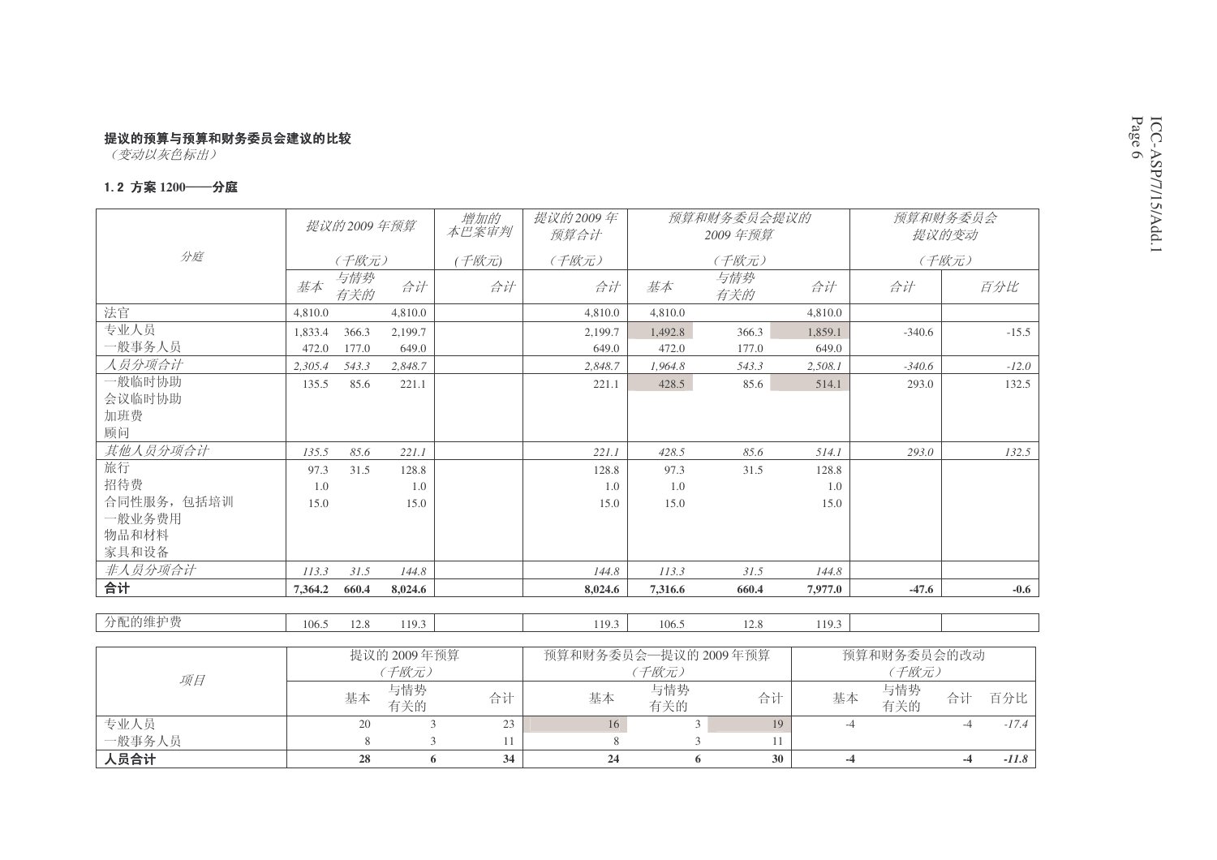**提议的预算与预算和财务委员会建议的比较**

*（变动以灰色标出）*

**1.2 方案 1200——分庭**

| 分庭 | 提议的2009年预算（千欧元） | | | 增加的本巴案审判（千欧元） | 提议的2009年预算合计（千欧元） | 预算和财务委员会提议的2009年预算（千欧元） | | | 预算和财务委员会提议的变动（千欧元） | |
|---|---|---|---|---|---|---|---|---|---|---|
| | 基本 | 与情势有关的 | 合计 | 合计 | 合计 | 基本 | 与情势有关的 | 合计 | 合计 | 百分比 |
| 法官 | 4,810.0 | | 4,810.0 | | 4,810.0 | 4,810.0 | | 4,810.0 | | |
| 专业人员 | 1,833.4 | 366.3 | 2,199.7 | | 2,199.7 | 1,492.8 | 366.3 | 1,859.1 | -340.6 | -15.5 |
| 一般事务人员 | 472.0 | 177.0 | 649.0 | | 649.0 | 472.0 | 177.0 | 649.0 | | |
| *人员分项合计* | *2,305.4* | *543.3* | *2,848.7* | | *2,848.7* | *1,964.8* | *543.3* | *2,508.1* | *-340.6* | *-12.0* |
| 一般临时协助 | 135.5 | 85.6 | 221.1 | | 221.1 | 428.5 | 85.6 | 514.1 | 293.0 | 132.5 |
| 会议临时协助 | | | | | | | | | | |
| 加班费 | | | | | | | | | | |
| 顾问 | | | | | | | | | | |
| *其他人员分项合计* | *135.5* | *85.6* | *221.1* | | *221.1* | *428.5* | *85.6* | *514.1* | *293.0* | *132.5* |
| 旅行 | 97.3 | 31.5 | 128.8 | | 128.8 | 97.3 | 31.5 | 128.8 | | |
| 招待费 | 1.0 | | 1.0 | | 1.0 | 1.0 | | 1.0 | | |
| 合同性服务，包括培训 | 15.0 | | 15.0 | | 15.0 | 15.0 | | 15.0 | | |
| 一般业务费用 | | | | | | | | | | |
| 物品和材料 | | | | | | | | | | |
| 家具和设备 | | | | | | | | | | |
| *非人员分项合计* | *113.3* | *31.5* | *144.8* | | *144.8* | *113.3* | *31.5* | *144.8* | | |
| **合计** | **7,364.2** | **660.4** | **8,024.6** | | **8,024.6** | **7,316.6** | **660.4** | **7,977.0** | **-47.6** | **-0.6** |

| | | | | | | | | | | |
|---|---|---|---|---|---|---|---|---|---|---|
| 分配的维护费 | 106.5 | 12.8 | 119.3 | | 119.3 | 106.5 | 12.8 | 119.3 | | |

| 项目 | 提议的2009年预算（千欧元） | | | 预算和财务委员会—提议的2009年预算（千欧元） | | | 预算和财务委员会的改动（千欧元） | | | |
|---|---|---|---|---|---|---|---|---|---|---|
| | 基本 | 与情势有关的 | 合计 | 基本 | 与情势有关的 | 合计 | 基本 | 与情势有关的 | 合计 | 百分比 |
| 专业人员 | 20 | 3 | 23 | 16 | 3 | 19 | -4 | | -4 | *-17.4* |
| 一般事务人员 | 8 | 3 | 11 | 8 | 3 | 11 | | | | |
| **人员合计** | **28** | **6** | **34** | **24** | **6** | **30** | **-4** | | **-4** | ***-11.8*** |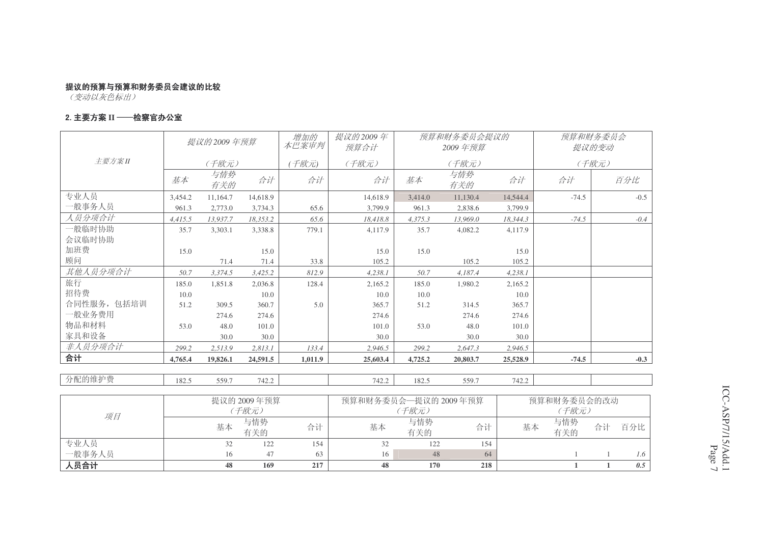**提议的预算与预算和财务委员会建议的比较**

*（变动以灰色标出）*

**2. 主要方案 II ——检察官办公室**

| *主要方案II* | *提议的2009 年预算* | | | *增加的本巴案审判* | *提议的2009 年预算合计* | *预算和财务委员会提议的 2009 年预算* | | | *预算和财务委员会提议的变动* | |
|---|---|---|---|---|---|---|---|---|---|---|
| | *（千欧元）* | | | *(千欧元)* | *（千欧元）* | *（千欧元）* | | | *（千欧元）* | |
| | *基本* | *与情势有关的* | *合计* | *合计* | *合计* | *基本* | *与情势有关的* | *合计* | *合计* | *百分比* |
| 专业人员 | 3,454.2 | 11,164.7 | 14,618.9 | | 14,618.9 | 3,414.0 | 11,130.4 | 14,544.4 | -74.5 | -0.5 |
| 一般事务人员 | 961.3 | 2,773.0 | 3,734.3 | 65.6 | 3,799.9 | 961.3 | 2,838.6 | 3,799.9 | | |
| *人员分项合计* | *4,415.5* | *13,937.7* | *18,353.2* | *65.6* | *18,418.8* | *4,375.3* | *13,969.0* | *18,344.3* | *-74.5* | *-0.4* |
| 一般临时协助 | 35.7 | 3,303.1 | 3,338.8 | 779.1 | 4,117.9 | 35.7 | 4,082.2 | 4,117.9 | | |
| 会议临时协助 | | | | | | | | | | |
| 加班费 | 15.0 | | 15.0 | | 15.0 | 15.0 | | 15.0 | | |
| 顾问 | | 71.4 | 71.4 | 33.8 | 105.2 | | 105.2 | 105.2 | | |
| *其他人员分项合计* | *50.7* | *3,374.5* | *3,425.2* | *812.9* | *4,238.1* | *50.7* | *4,187.4* | *4,238.1* | | |
| 旅行 | 185.0 | 1,851.8 | 2,036.8 | 128.4 | 2,165.2 | 185.0 | 1,980.2 | 2,165.2 | | |
| 招待费 | 10.0 | | 10.0 | | 10.0 | 10.0 | | 10.0 | | |
| 合同性服务，包括培训 | 51.2 | 309.5 | 360.7 | 5.0 | 365.7 | 51.2 | 314.5 | 365.7 | | |
| 一般业务费用 | | 274.6 | 274.6 | | 274.6 | | 274.6 | 274.6 | | |
| 物品和材料 | 53.0 | 48.0 | 101.0 | | 101.0 | 53.0 | 48.0 | 101.0 | | |
| 家具和设备 | | 30.0 | 30.0 | | 30.0 | | 30.0 | 30.0 | | |
| *非人员分项合计* | *299.2* | *2,513.9* | *2,813.1* | *133.4* | *2,946.5* | *299.2* | *2,647.3* | *2,946.5* | | |
| **合计** | **4,765.4** | **19,826.1** | **24,591.5** | **1,011.9** | **25,603.4** | **4,725.2** | **20,803.7** | **25,528.9** | **-74.5** | **-0.3** |
| 分配的维护费 | 182.5 | 559.7 | 742.2 | | 742.2 | 182.5 | 559.7 | 742.2 | | |

| *项目* | 提议的 2009 年预算 *（千欧元）* | | | 预算和财务委员会—提议的 2009 年预算 *（千欧元）* | | | 预算和财务委员会的改动 *（千欧元）* | | | |
|---|---|---|---|---|---|---|---|---|---|---|
| | 基本 | 与情势有关的 | 合计 | 基本 | 与情势有关的 | 合计 | 基本 | 与情势有关的 | 合计 | 百分比 |
| 专业人员 | 32 | 122 | 154 | 32 | 122 | 154 | | | | |
| 一般事务人员 | 16 | 47 | 63 | 16 | 48 | 64 | | 1 | 1 | *1.6* |
| **人员合计** | **48** | **169** | **217** | **48** | **170** | **218** | | **1** | **1** | ***0.5*** |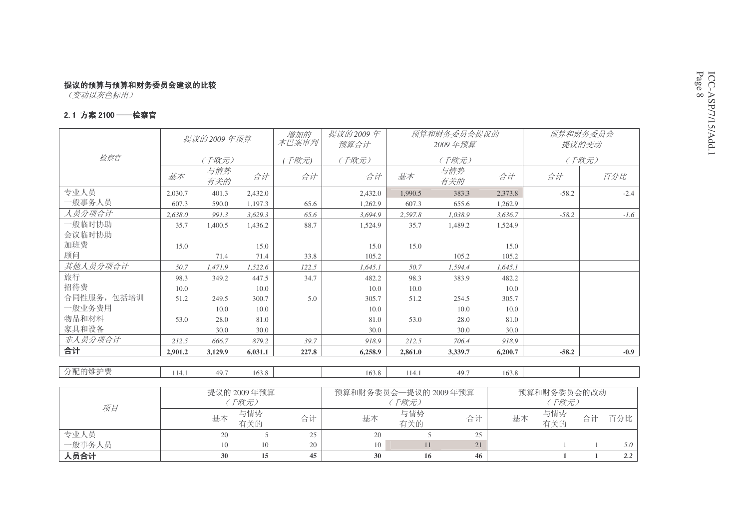**提议的预算与预算和财务委员会建议的比较**

*（变动以灰色标出）*

**2.1 方案 2100 ——检察官**

| 检察官 | 提议的2009 年预算 (千欧元) | | | 增加的本巴案审判 (千欧元) | 提议的2009 年预算合计 (千欧元) | 预算和财务委员会提议的 2009 年预算 (千欧元) | | | 预算和财务委员会提议的变动 (千欧元) | |
|---|---|---|---|---|---|---|---|---|---|---|
| | 基本 | 与情势有关的 | 合计 | 合计 | 合计 | 基本 | 与情势有关的 | 合计 | 合计 | 百分比 |
| 专业人员 | 2,030.7 | 401.3 | 2,432.0 | | 2,432.0 | 1,990.5 | 383.3 | 2,373.8 | -58.2 | -2.4 |
| 一般事务人员 | 607.3 | 590.0 | 1,197.3 | 65.6 | 1,262.9 | 607.3 | 655.6 | 1,262.9 | | |
| *人员分项合计* | *2,638.0* | *991.3* | *3,629.3* | *65.6* | *3,694.9* | *2,597.8* | *1,038.9* | *3,636.7* | *-58.2* | *-1.6* |
| 一般临时协助 | 35.7 | 1,400.5 | 1,436.2 | 88.7 | 1,524.9 | 35.7 | 1,489.2 | 1,524.9 | | |
| 会议临时协助 | | | | | | | | | | |
| 加班费 | 15.0 | | 15.0 | | 15.0 | 15.0 | | 15.0 | | |
| 顾问 | | 71.4 | 71.4 | 33.8 | 105.2 | | 105.2 | 105.2 | | |
| *其他人员分项合计* | *50.7* | *1,471.9* | *1,522.6* | *122.5* | *1,645.1* | *50.7* | *1,594.4* | *1,645.1* | | |
| 旅行 | 98.3 | 349.2 | 447.5 | 34.7 | 482.2 | 98.3 | 383.9 | 482.2 | | |
| 招待费 | 10.0 | | 10.0 | | 10.0 | 10.0 | | 10.0 | | |
| 合同性服务，包括培训 | 51.2 | 249.5 | 300.7 | 5.0 | 305.7 | 51.2 | 254.5 | 305.7 | | |
| 一般业务费用 | | 10.0 | 10.0 | | 10.0 | | 10.0 | 10.0 | | |
| 物品和材料 | 53.0 | 28.0 | 81.0 | | 81.0 | 53.0 | 28.0 | 81.0 | | |
| 家具和设备 | | 30.0 | 30.0 | | 30.0 | | 30.0 | 30.0 | | |
| *非人员分项合计* | *212.5* | *666.7* | *879.2* | *39.7* | *918.9* | *212.5* | *706.4* | *918.9* | | |
| **合计** | **2,901.2** | **3,129.9** | **6,031.1** | **227.8** | **6,258.9** | **2,861.0** | **3,339.7** | **6,200.7** | **-58.2** | **-0.9** |
| 分配的维护费 | 114.1 | 49.7 | 163.8 | | 163.8 | 114.1 | 49.7 | 163.8 | | |

| 项目 | 提议的 2009 年预算（千欧元） | | | 预算和财务委员会—提议的 2009 年预算（千欧元） | | | 预算和财务委员会的改动（千欧元） | | | |
|---|---|---|---|---|---|---|---|---|---|---|
| | 基本 | 与情势有关的 | 合计 | 基本 | 与情势有关的 | 合计 | 基本 | 与情势有关的 | 合计 | 百分比 |
| 专业人员 | 20 | 5 | 25 | 20 | 5 | 25 | | | | |
| 一般事务人员 | 10 | 10 | 20 | 10 | 11 | 21 | | 1 | 1 | *5.0* |
| **人员合计** | **30** | **15** | **45** | **30** | **16** | **46** | | **1** | **1** | ***2.2*** |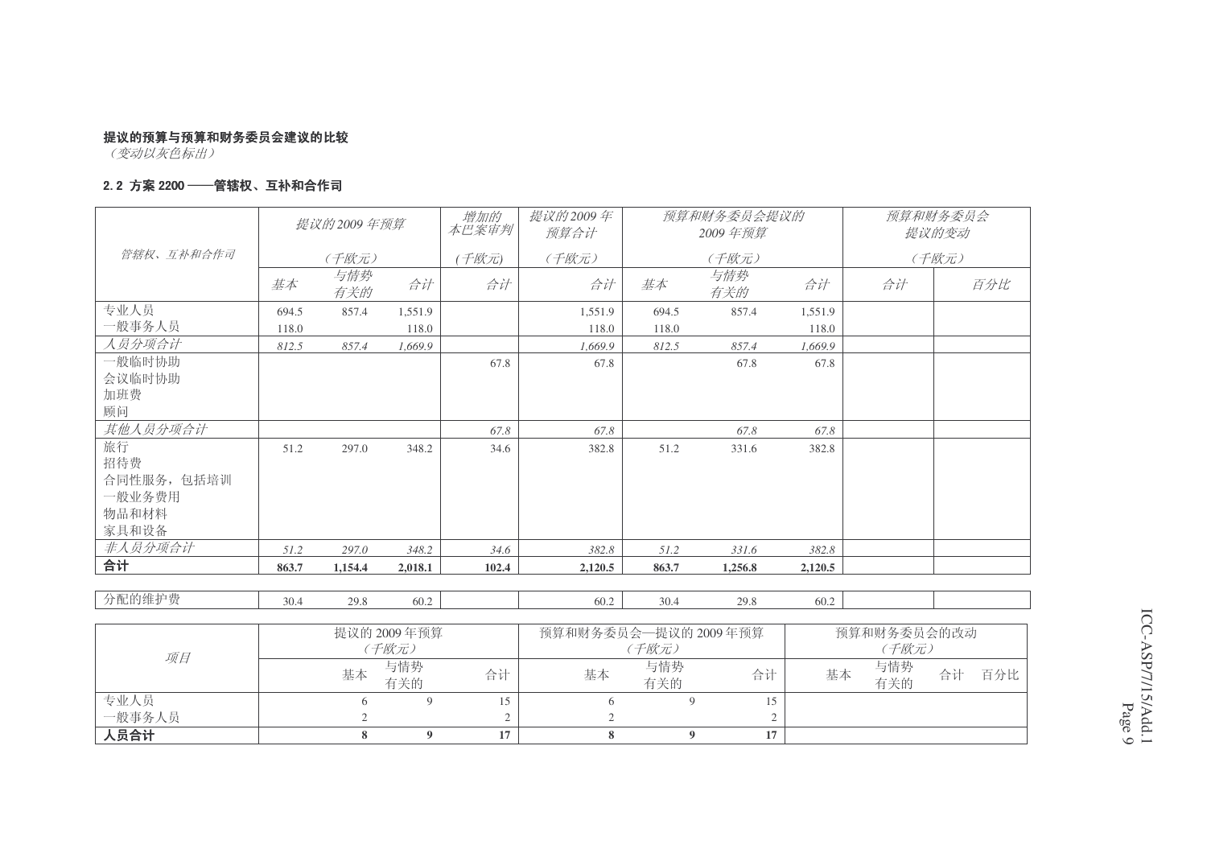**提议的预算与预算和财务委员会建议的比较**

*（变动以灰色标出）*

**2.2 方案 2200 ——管辖权、互补和合作司**

| 管辖权、互补和合作司 | 提议的2009 年预算（千欧元） | | | 增加的本巴案审判（千欧元） | 提议的2009 年预算合计（千欧元） | 预算和财务委员会提议的2009 年预算（千欧元） | | | 预算和财务委员会提议的变动（千欧元） | |
|---|---|---|---|---|---|---|---|---|---|---|
| | 基本 | 与情势有关的 | 合计 | 合计 | 合计 | 基本 | 与情势有关的 | 合计 | 合计 | 百分比 |
| 专业人员 | 694.5 | 857.4 | 1,551.9 | | 1,551.9 | 694.5 | 857.4 | 1,551.9 | | |
| 一般事务人员 | 118.0 | | 118.0 | | 118.0 | 118.0 | | 118.0 | | |
| *人员分项合计* | *812.5* | *857.4* | *1,669.9* | | *1,669.9* | *812.5* | *857.4* | *1,669.9* | | |
| 一般临时协助 | | | | 67.8 | 67.8 | | 67.8 | 67.8 | | |
| 会议临时协助 | | | | | | | | | | |
| 加班费 | | | | | | | | | | |
| 顾问 | | | | | | | | | | |
| *其他人员分项合计* | | | | *67.8* | *67.8* | | *67.8* | *67.8* | | |
| 旅行 | 51.2 | 297.0 | 348.2 | 34.6 | 382.8 | 51.2 | 331.6 | 382.8 | | |
| 招待费 | | | | | | | | | | |
| 合同性服务，包括培训 | | | | | | | | | | |
| 一般业务费用 | | | | | | | | | | |
| 物品和材料 | | | | | | | | | | |
| 家具和设备 | | | | | | | | | | |
| *非人员分项合计* | *51.2* | *297.0* | *348.2* | *34.6* | *382.8* | *51.2* | *331.6* | *382.8* | | |
| **合计** | **863.7** | **1,154.4** | **2,018.1** | **102.4** | **2,120.5** | **863.7** | **1,256.8** | **2,120.5** | | |
| | | | | | | | | | | |
| 分配的维护费 | 30.4 | 29.8 | 60.2 | | 60.2 | 30.4 | 29.8 | 60.2 | | |

| 项目 | 提议的 2009 年预算（千欧元） | | | 预算和财务委员会—提议的 2009 年预算（千欧元） | | | 预算和财务委员会的改动（千欧元） | | | |
|---|---|---|---|---|---|---|---|---|---|---|
| | 基本 | 与情势有关的 | 合计 | 基本 | 与情势有关的 | 合计 | 基本 | 与情势有关的 | 合计 | 百分比 |
| 专业人员 | 6 | 9 | 15 | 6 | 9 | 15 | | | | |
| 一般事务人员 | 2 | | 2 | 2 | | 2 | | | | |
| **人员合计** | **8** | **9** | **17** | **8** | **9** | **17** | | | | |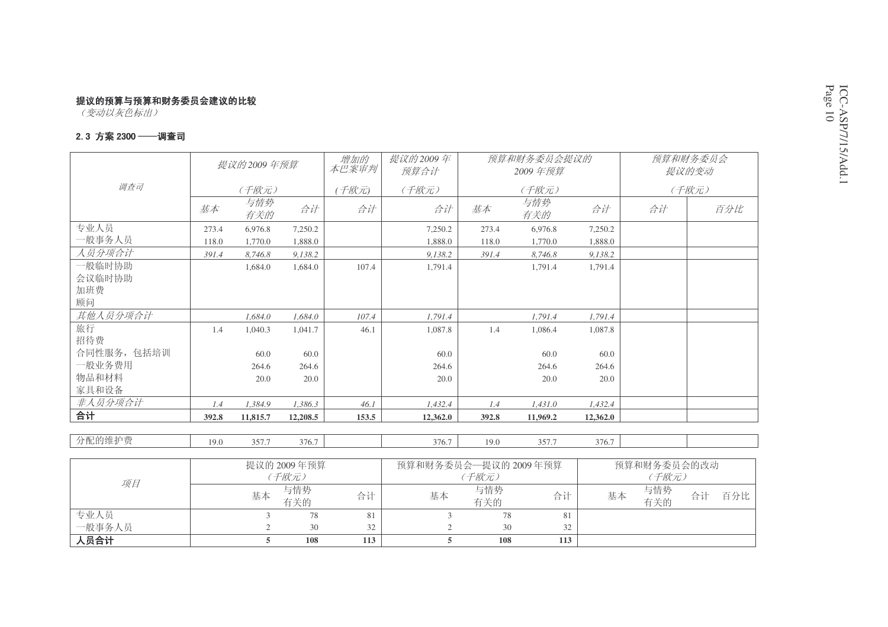**提议的预算与预算和财务委员会建议的比较**
*（变动以灰色标出）*

**2.3 方案 2300 ——调查司**

| *调查司* | *提议的2009 年预算* | | | *增加的本巴案审判* | *提议的2009 年预算合计* | *预算和财务委员会提议的 2009 年预算* | | | *预算和财务委员会提议的变动* | |
|---|---|---|---|---|---|---|---|---|---|---|
| | *（千欧元）* | | | *(千欧元)* | *（千欧元）* | *（千欧元）* | | | *（千欧元）* | |
| | *基本* | *与情势有关的* | *合计* | *合计* | *合计* | *基本* | *与情势有关的* | *合计* | *合计* | *百分比* |
| 专业人员 | 273.4 | 6,976.8 | 7,250.2 | | 7,250.2 | 273.4 | 6,976.8 | 7,250.2 | | |
| 一般事务人员 | 118.0 | 1,770.0 | 1,888.0 | | 1,888.0 | 118.0 | 1,770.0 | 1,888.0 | | |
| *人员分项合计* | *391.4* | *8,746.8* | *9,138.2* | | *9,138.2* | *391.4* | *8,746.8* | *9,138.2* | | |
| 一般临时协助 | | 1,684.0 | 1,684.0 | 107.4 | 1,791.4 | | 1,791.4 | 1,791.4 | | |
| 会议临时协助 | | | | | | | | | | |
| 加班费 | | | | | | | | | | |
| 顾问 | | | | | | | | | | |
| *其他人员分项合计* | | *1,684.0* | *1,684.0* | *107.4* | *1,791.4* | | *1,791.4* | *1,791.4* | | |
| 旅行 | 1.4 | 1,040.3 | 1,041.7 | 46.1 | 1,087.8 | 1.4 | 1,086.4 | 1,087.8 | | |
| 招待费 | | | | | | | | | | |
| 合同性服务，包括培训 | | 60.0 | 60.0 | | 60.0 | | 60.0 | 60.0 | | |
| 一般业务费用 | | 264.6 | 264.6 | | 264.6 | | 264.6 | 264.6 | | |
| 物品和材料 | | 20.0 | 20.0 | | 20.0 | | 20.0 | 20.0 | | |
| 家具和设备 | | | | | | | | | | |
| *非人员分项合计* | *1.4* | *1,384.9* | *1,386.3* | *46.1* | *1,432.4* | *1.4* | *1,431.0* | *1,432.4* | | |
| **合计** | **392.8** | **11,815.7** | **12,208.5** | **153.5** | **12,362.0** | **392.8** | **11,969.2** | **12,362.0** | | |
| 分配的维护费 | 19.0 | 357.7 | 376.7 | | 376.7 | 19.0 | 357.7 | 376.7 | | |

| *项目* | 提议的 2009 年预算（千欧元） | | | 预算和财务委员会—提议的 2009 年预算（千欧元） | | | 预算和财务委员会的改动（千欧元） | | | |
|---|---|---|---|---|---|---|---|---|---|---|
| | 基本 | 与情势有关的 | 合计 | 基本 | 与情势有关的 | 合计 | 基本 | 与情势有关的 | 合计 | 百分比 |
| 专业人员 | 3 | 78 | 81 | 3 | 78 | 81 | | | | |
| 一般事务人员 | 2 | 30 | 32 | 2 | 30 | 32 | | | | |
| **人员合计** | **5** | **108** | **113** | **5** | **108** | **113** | | | | |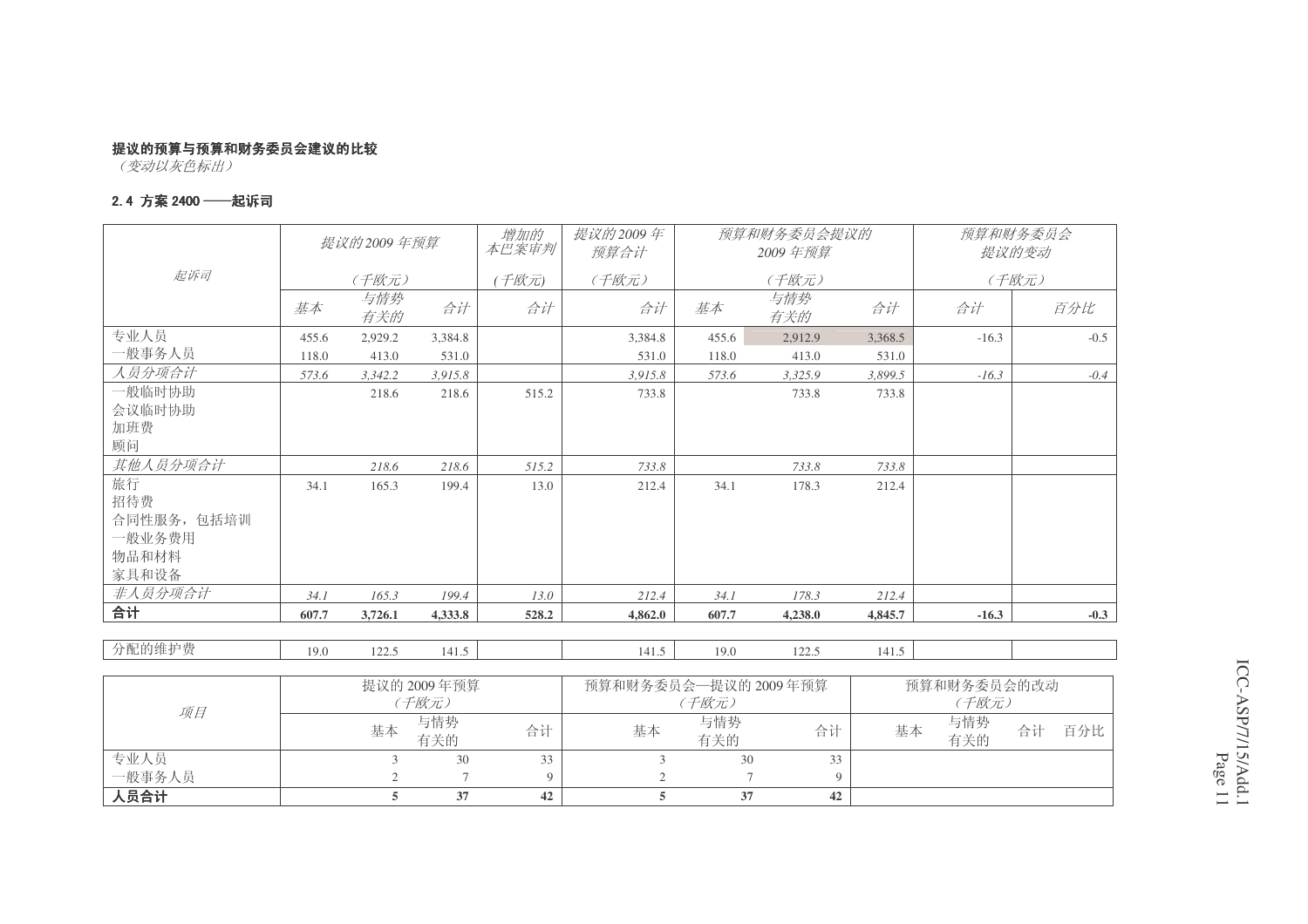**提议的预算与预算和财务委员会建议的比较**

*（变动以灰色标出）*

**2.4 方案 2400 ——起诉司**

| 起诉司 | 提议的2009 年预算（千欧元） | | | 增加的本巴案审判（千欧元） | 提议的2009 年预算合计（千欧元） | 预算和财务委员会提议的 2009 年预算（千欧元） | | | 预算和财务委员会提议的变动（千欧元） | |
|---|---|---|---|---|---|---|---|---|---|---|
| | 基本 | 与情势有关的 | 合计 | 合计 | 合计 | 基本 | 与情势有关的 | 合计 | 合计 | 百分比 |
| 专业人员 | 455.6 | 2,929.2 | 3,384.8 | | 3,384.8 | 455.6 | 2,912.9 | 3,368.5 | -16.3 | -0.5 |
| 一般事务人员 | 118.0 | 413.0 | 531.0 | | 531.0 | 118.0 | 413.0 | 531.0 | | |
| *人员分项合计* | *573.6* | *3,342.2* | *3,915.8* | | *3,915.8* | *573.6* | *3,325.9* | *3,899.5* | *-16.3* | *-0.4* |
| 一般临时协助 | | 218.6 | 218.6 | 515.2 | 733.8 | | 733.8 | 733.8 | | |
| 会议临时协助 | | | | | | | | | | |
| 加班费 | | | | | | | | | | |
| 顾问 | | | | | | | | | | |
| *其他人员分项合计* | | *218.6* | *218.6* | *515.2* | *733.8* | | *733.8* | *733.8* | | |
| 旅行 | 34.1 | 165.3 | 199.4 | 13.0 | 212.4 | 34.1 | 178.3 | 212.4 | | |
| 招待费 | | | | | | | | | | |
| 合同性服务，包括培训 | | | | | | | | | | |
| 一般业务费用 | | | | | | | | | | |
| 物品和材料 | | | | | | | | | | |
| 家具和设备 | | | | | | | | | | |
| *非人员分项合计* | *34.1* | *165.3* | *199.4* | *13.0* | *212.4* | *34.1* | *178.3* | *212.4* | | |
| **合计** | **607.7** | **3,726.1** | **4,333.8** | **528.2** | **4,862.0** | **607.7** | **4,238.0** | **4,845.7** | **-16.3** | **-0.3** |

| | | | | | | | | | | |
|---|---|---|---|---|---|---|---|---|---|---|
| 分配的维护费 | 19.0 | 122.5 | 141.5 | | 141.5 | 19.0 | 122.5 | 141.5 | | |

| 项目 | 提议的 2009 年预算（千欧元） | | | 预算和财务委员会—提议的 2009 年预算（千欧元） | | | 预算和财务委员会的改动（千欧元） | | | |
|---|---|---|---|---|---|---|---|---|---|---|
| | 基本 | 与情势有关的 | 合计 | 基本 | 与情势有关的 | 合计 | 基本 | 与情势有关的 | 合计 | 百分比 |
| 专业人员 | 3 | 30 | 33 | 3 | 30 | 33 | | | | |
| 一般事务人员 | 2 | 7 | 9 | 2 | 7 | 9 | | | | |
| **人员合计** | **5** | **37** | **42** | **5** | **37** | **42** | | | | |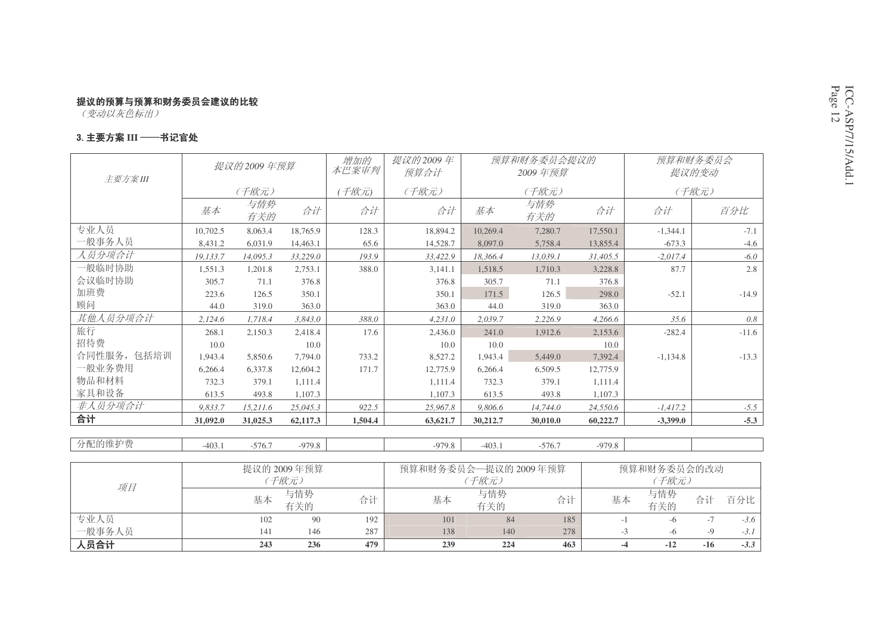**提议的预算与预算和财务委员会建议的比较**
*（变动以灰色标出）*

**3. 主要方案 III ——书记官处**

| *主要方案 III* | *提议的 2009 年预算 （千欧元）* | | | *增加的本巴案审判 （千欧元）* | *提议的 2009 年预算合计 （千欧元）* | *预算和财务委员会提议的 2009 年预算 （千欧元）* | | | *预算和财务委员会提议的变动 （千欧元）* | |
|---|---|---|---|---|---|---|---|---|---|---|
| | *基本* | *与情势有关的* | *合计* | *合计* | *合计* | *基本* | *与情势有关的* | *合计* | *合计* | *百分比* |
| 专业人员 | 10,702.5 | 8,063.4 | 18,765.9 | 128.3 | 18,894.2 | 10,269.4 | 7,280.7 | 17,550.1 | -1,344.1 | -7.1 |
| 一般事务人员 | 8,431.2 | 6,031.9 | 14,463.1 | 65.6 | 14,528.7 | 8,097.0 | 5,758.4 | 13,855.4 | -673.3 | -4.6 |
| *人员分项合计* | *19,133.7* | *14,095.3* | *33,229.0* | *193.9* | *33,422.9* | *18,366.4* | *13,039.1* | *31,405.5* | *-2,017.4* | *-6.0* |
| 一般临时协助 | 1,551.3 | 1,201.8 | 2,753.1 | 388.0 | 3,141.1 | 1,518.5 | 1,710.3 | 3,228.8 | 87.7 | 2.8 |
| 会议临时协助 | 305.7 | 71.1 | 376.8 | | 376.8 | 305.7 | 71.1 | 376.8 | | |
| 加班费 | 223.6 | 126.5 | 350.1 | | 350.1 | 171.5 | 126.5 | 298.0 | -52.1 | -14.9 |
| 顾问 | 44.0 | 319.0 | 363.0 | | 363.0 | 44.0 | 319.0 | 363.0 | | |
| *其他人员分项合计* | *2,124.6* | *1,718.4* | *3,843.0* | *388.0* | *4,231.0* | *2,039.7* | *2,226.9* | *4,266.6* | *35.6* | *0.8* |
| 旅行 | 268.1 | 2,150.3 | 2,418.4 | 17.6 | 2,436.0 | 241.0 | 1,912.6 | 2,153.6 | -282.4 | -11.6 |
| 招待费 | 10.0 | | 10.0 | | 10.0 | 10.0 | | 10.0 | | |
| 合同性服务，包括培训 | 1,943.4 | 5,850.6 | 7,794.0 | 733.2 | 8,527.2 | 1,943.4 | 5,449.0 | 7,392.4 | -1,134.8 | -13.3 |
| 一般业务费用 | 6,266.4 | 6,337.8 | 12,604.2 | 171.7 | 12,775.9 | 6,266.4 | 6,509.5 | 12,775.9 | | |
| 物品和材料 | 732.3 | 379.1 | 1,111.4 | | 1,111.4 | 732.3 | 379.1 | 1,111.4 | | |
| 家具和设备 | 613.5 | 493.8 | 1,107.3 | | 1,107.3 | 613.5 | 493.8 | 1,107.3 | | |
| *非人员分项合计* | *9,833.7* | *15,211.6* | *25,045.3* | *922.5* | *25,967.8* | *9,806.6* | *14,744.0* | *24,550.6* | *-1,417.2* | *-5.5* |
| **合计** | **31,092.0** | **31,025.3** | **62,117.3** | **1,504.4** | **63,621.7** | **30,212.7** | **30,010.0** | **60,222.7** | **-3,399.0** | **-5.3** |
| 分配的维护费 | -403.1 | -576.7 | -979.8 | | -979.8 | -403.1 | -576.7 | -979.8 | | |

| *项目* | 提议的 2009 年预算 *（千欧元）* | | | 预算和财务委员会—提议的 2009 年预算 *（千欧元）* | | | 预算和财务委员会的改动 *（千欧元）* | | | |
|---|---|---|---|---|---|---|---|---|---|---|
| | 基本 | 与情势有关的 | 合计 | 基本 | 与情势有关的 | 合计 | 基本 | 与情势有关的 | 合计 | 百分比 |
| 专业人员 | 102 | 90 | 192 | 101 | 84 | 185 | -1 | -6 | -7 | *-3.6* |
| 一般事务人员 | 141 | 146 | 287 | 138 | 140 | 278 | -3 | -6 | -9 | *-3.1* |
| **人员合计** | **243** | **236** | **479** | **239** | **224** | **463** | **-4** | **-12** | **-16** | ***-3.3*** |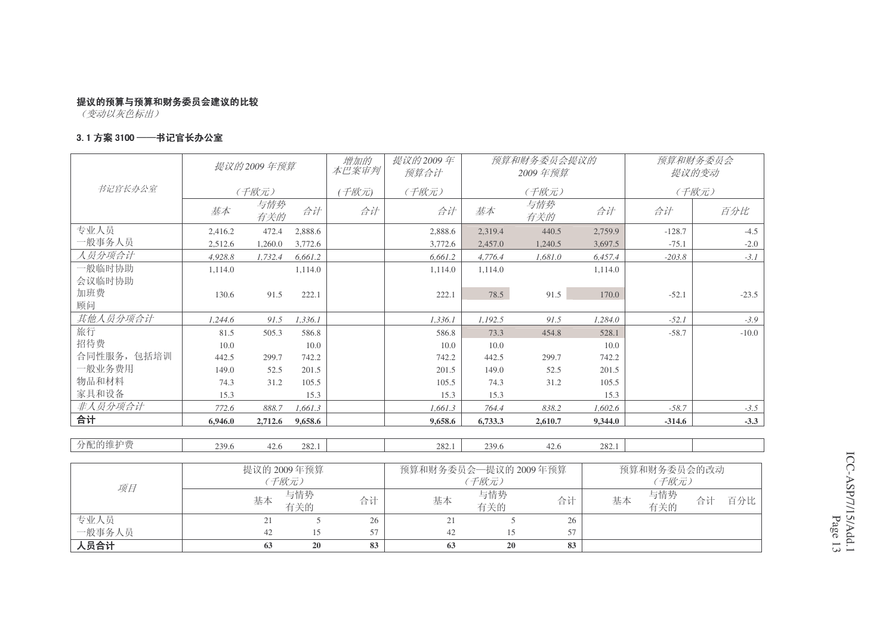**提议的预算与预算和财务委员会建议的比较**

*（变动以灰色标出）*

**3.1 方案 3100——书记官长办公室**

| *书记官长办公室* | *提议的2009年预算 （千欧元）* | | | *增加的本巴案审判 (千欧元)* | *提议的2009年预算合计 （千欧元）* | *预算和财务委员会提议的2009年预算 （千欧元）* | | | *预算和财务委员会提议的变动 （千欧元）* | |
|---|---|---|---|---|---|---|---|---|---|---|
| | *基本* | *与情势有关的* | *合计* | *合计* | *合计* | *基本* | *与情势有关的* | *合计* | *合计* | *百分比* |
| 专业人员 | 2,416.2 | 472.4 | 2,888.6 | | 2,888.6 | 2,319.4 | 440.5 | 2,759.9 | -128.7 | -4.5 |
| 一般事务人员 | 2,512.6 | 1,260.0 | 3,772.6 | | 3,772.6 | 2,457.0 | 1,240.5 | 3,697.5 | -75.1 | -2.0 |
| *人员分项合计* | *4,928.8* | *1,732.4* | *6,661.2* | | *6,661.2* | *4,776.4* | *1,681.0* | *6,457.4* | *-203.8* | *-3.1* |
| 一般临时协助 | 1,114.0 | | 1,114.0 | | 1,114.0 | 1,114.0 | | 1,114.0 | | |
| 会议临时协助 | | | | | | | | | | |
| 加班费 | 130.6 | 91.5 | 222.1 | | 222.1 | 78.5 | 91.5 | 170.0 | -52.1 | -23.5 |
| 顾问 | | | | | | | | | | |
| *其他人员分项合计* | *1,244.6* | *91.5* | *1,336.1* | | *1,336.1* | *1,192.5* | *91.5* | *1,284.0* | *-52.1* | *-3.9* |
| 旅行 | 81.5 | 505.3 | 586.8 | | 586.8 | 73.3 | 454.8 | 528.1 | -58.7 | -10.0 |
| 招待费 | 10.0 | | 10.0 | | 10.0 | 10.0 | | 10.0 | | |
| 合同性服务，包括培训 | 442.5 | 299.7 | 742.2 | | 742.2 | 442.5 | 299.7 | 742.2 | | |
| 一般业务费用 | 149.0 | 52.5 | 201.5 | | 201.5 | 149.0 | 52.5 | 201.5 | | |
| 物品和材料 | 74.3 | 31.2 | 105.5 | | 105.5 | 74.3 | 31.2 | 105.5 | | |
| 家具和设备 | 15.3 | | 15.3 | | 15.3 | 15.3 | | 15.3 | | |
| *非人员分项合计* | *772.6* | *888.7* | *1,661.3* | | *1,661.3* | *764.4* | *838.2* | *1,602.6* | *-58.7* | *-3.5* |
| **合计** | **6,946.0** | **2,712.6** | **9,658.6** | | **9,658.6** | **6,733.3** | **2,610.7** | **9,344.0** | **-314.6** | **-3.3** |
| 分配的维护费 | 239.6 | 42.6 | 282.1 | | 282.1 | 239.6 | 42.6 | 282.1 | | |

| *项目* | 提议的 2009 年预算 *（千欧元）* | | | 预算和财务委员会—提议的 2009 年预算 *（千欧元）* | | | 预算和财务委员会的改动 *（千欧元）* | | | |
|---|---|---|---|---|---|---|---|---|---|---|
| | 基本 | 与情势有关的 | 合计 | 基本 | 与情势有关的 | 合计 | 基本 | 与情势有关的 | 合计 | 百分比 |
| 专业人员 | 21 | 5 | 26 | 21 | 5 | 26 | | | | |
| 一般事务人员 | 42 | 15 | 57 | 42 | 15 | 57 | | | | |
| **人员合计** | **63** | **20** | **83** | **63** | **20** | **83** | | | | |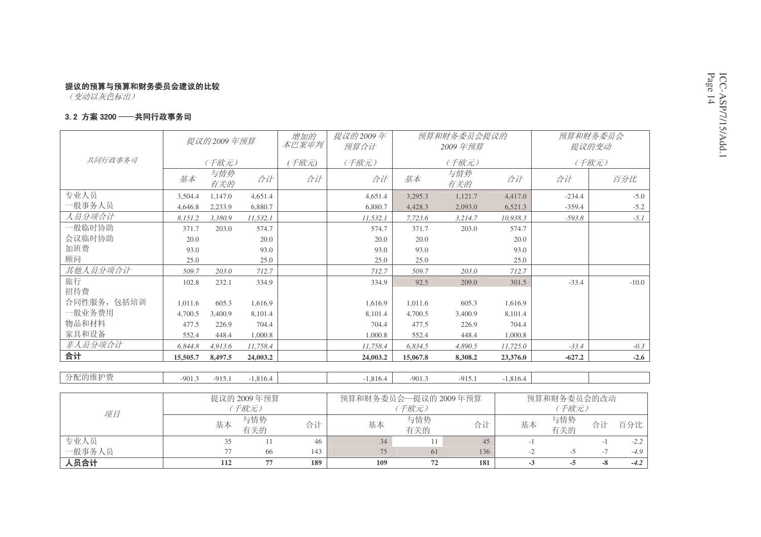**提议的预算与预算和财务委员会建议的比较**

*（变动以灰色标出）*

### 3.2 方案 3200 ——共同行政事务司

| 共同行政事务司 | 提议的2009 年预算（千欧元） | | | 增加的本巴案审判（千欧元） | 提议的2009 年预算合计（千欧元） | 预算和财务委员会提议的2009 年预算（千欧元） | | | 预算和财务委员会提议的变动（千欧元） | |
|---|---|---|---|---|---|---|---|---|---|---|
| | 基本 | 与情势有关的 | 合计 | 合计 | 合计 | 基本 | 与情势有关的 | 合计 | 合计 | 百分比 |
| 专业人员 | 3,504.4 | 1,147.0 | 4,651.4 | | 4,651.4 | 3,295.3 | 1,121.7 | 4,417.0 | -234.4 | -5.0 |
| 一般事务人员 | 4,646.8 | 2,233.9 | 6,880.7 | | 6,880.7 | 4,428.3 | 2,093.0 | 6,521.3 | -359.4 | -5.2 |
| *人员分项合计* | *8,151.2* | *3,380.9* | *11,532.1* | | *11,532.1* | *7,723.6* | *3,214.7* | *10,938.3* | *-593.8* | *-5.1* |
| 一般临时协助 | 371.7 | 203.0 | 574.7 | | 574.7 | 371.7 | 203.0 | 574.7 | | |
| 会议临时协助 | 20.0 | | 20.0 | | 20.0 | 20.0 | | 20.0 | | |
| 加班费 | 93.0 | | 93.0 | | 93.0 | 93.0 | | 93.0 | | |
| 顾问 | 25.0 | | 25.0 | | 25.0 | 25.0 | | 25.0 | | |
| *其他人员分项合计* | *509.7* | *203.0* | *712.7* | | *712.7* | *509.7* | *203.0* | *712.7* | | |
| 旅行 | 102.8 | 232.1 | 334.9 | | 334.9 | 92.5 | 209.0 | 301.5 | -33.4 | -10.0 |
| 招待费 | | | | | | | | | | |
| 合同性服务，包括培训 | 1,011.6 | 605.3 | 1,616.9 | | 1,616.9 | 1,011.6 | 605.3 | 1,616.9 | | |
| 一般业务费用 | 4,700.5 | 3,400.9 | 8,101.4 | | 8,101.4 | 4,700.5 | 3,400.9 | 8,101.4 | | |
| 物品和材料 | 477.5 | 226.9 | 704.4 | | 704.4 | 477.5 | 226.9 | 704.4 | | |
| 家具和设备 | 552.4 | 448.4 | 1,000.8 | | 1,000.8 | 552.4 | 448.4 | 1,000.8 | | |
| *非人员分项合计* | *6,844.8* | *4,913.6* | *11,758.4* | | *11,758.4* | *6,834.5* | *4,890.5* | *11,725.0* | *-33.4* | *-0.3* |
| **合计** | **15,505.7** | **8,497.5** | **24,003.2** | | **24,003.2** | **15,067.8** | **8,308.2** | **23,376.0** | **-627.2** | **-2.6** |
| 分配的维护费 | -901.3 | -915.1 | -1,816.4 | | -1,816.4 | -901.3 | -915.1 | -1,816.4 | | |

| 项目 | 提议的 2009 年预算（千欧元） | | | 预算和财务委员会—提议的 2009 年预算（千欧元） | | | 预算和财务委员会的改动（千欧元） | | | |
|---|---|---|---|---|---|---|---|---|---|---|
| | 基本 | 与情势有关的 | 合计 | 基本 | 与情势有关的 | 合计 | 基本 | 与情势有关的 | 合计 | 百分比 |
| 专业人员 | 35 | 11 | 46 | 34 | 11 | 45 | -1 | | -1 | *-2.2* |
| 一般事务人员 | 77 | 66 | 143 | 75 | 61 | 136 | -2 | -5 | -7 | *-4.9* |
| **人员合计** | **112** | **77** | **189** | **109** | **72** | **181** | **-3** | **-5** | **-8** | ***-4.2*** |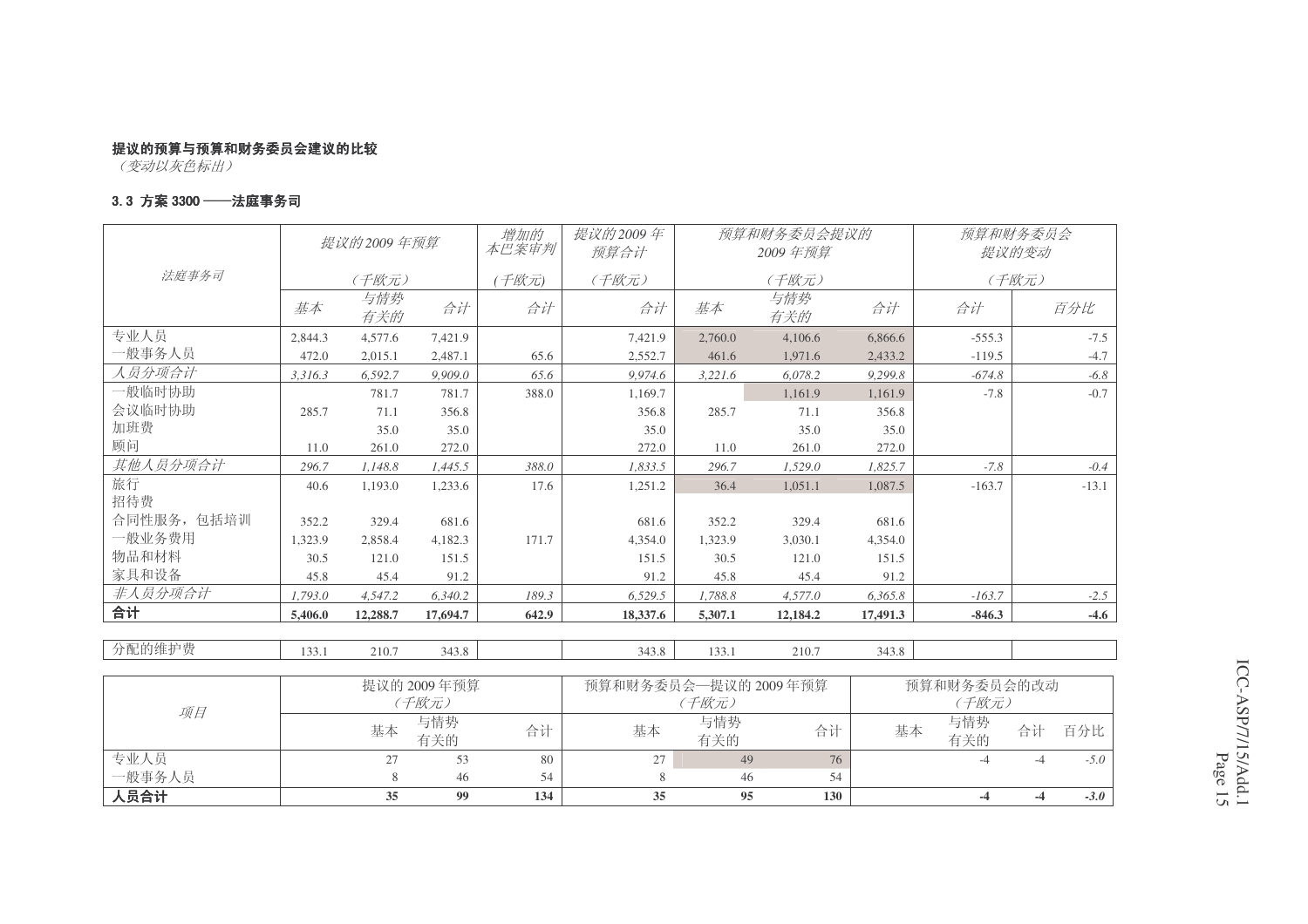**提议的预算与预算和财务委员会建议的比较**
*（变动以灰色标出）*

**3.3 方案 3300 ——法庭事务司**

| 法庭事务司 | 提议的2009 年预算 (千欧元) | | | 增加的本巴案审判 (千欧元) | 提议的2009 年预算合计 (千欧元) | 预算和财务委员会提议的2009 年预算 (千欧元) | | | 预算和财务委员会提议的变动 (千欧元) | |
|---|---|---|---|---|---|---|---|---|---|---|
| | 基本 | 与情势有关的 | 合计 | 合计 | 合计 | 基本 | 与情势有关的 | 合计 | 合计 | 百分比 |
| 专业人员 | 2,844.3 | 4,577.6 | 7,421.9 | | 7,421.9 | 2,760.0 | 4,106.6 | 6,866.6 | -555.3 | -7.5 |
| 一般事务人员 | 472.0 | 2,015.1 | 2,487.1 | 65.6 | 2,552.7 | 461.6 | 1,971.6 | 2,433.2 | -119.5 | -4.7 |
| *人员分项合计* | *3,316.3* | *6,592.7* | *9,909.0* | *65.6* | *9,974.6* | *3,221.6* | *6,078.2* | *9,299.8* | *-674.8* | *-6.8* |
| 一般临时协助 | | 781.7 | 781.7 | 388.0 | 1,169.7 | | 1,161.9 | 1,161.9 | -7.8 | -0.7 |
| 会议临时协助 | 285.7 | 71.1 | 356.8 | | 356.8 | 285.7 | 71.1 | 356.8 | | |
| 加班费 | | 35.0 | 35.0 | | 35.0 | | 35.0 | 35.0 | | |
| 顾问 | 11.0 | 261.0 | 272.0 | | 272.0 | 11.0 | 261.0 | 272.0 | | |
| *其他人员分项合计* | *296.7* | *1,148.8* | *1,445.5* | *388.0* | *1,833.5* | *296.7* | *1,529.0* | *1,825.7* | *-7.8* | *-0.4* |
| 旅行 | 40.6 | 1,193.0 | 1,233.6 | 17.6 | 1,251.2 | 36.4 | 1,051.1 | 1,087.5 | -163.7 | -13.1 |
| 招待费 | | | | | | | | | | |
| 合同性服务，包括培训 | 352.2 | 329.4 | 681.6 | | 681.6 | 352.2 | 329.4 | 681.6 | | |
| 一般业务费用 | 1,323.9 | 2,858.4 | 4,182.3 | 171.7 | 4,354.0 | 1,323.9 | 3,030.1 | 4,354.0 | | |
| 物品和材料 | 30.5 | 121.0 | 151.5 | | 151.5 | 30.5 | 121.0 | 151.5 | | |
| 家具和设备 | 45.8 | 45.4 | 91.2 | | 91.2 | 45.8 | 45.4 | 91.2 | | |
| *非人员分项合计* | *1,793.0* | *4,547.2* | *6,340.2* | *189.3* | *6,529.5* | *1,788.8* | *4,577.0* | *6,365.8* | *-163.7* | *-2.5* |
| **合计** | **5,406.0** | **12,288.7** | **17,694.7** | **642.9** | **18,337.6** | **5,307.1** | **12,184.2** | **17,491.3** | **-846.3** | **-4.6** |

| | | | | | | | | | | |
|---|---|---|---|---|---|---|---|---|---|---|
| 分配的维护费 | 133.1 | 210.7 | 343.8 | | 343.8 | 133.1 | 210.7 | 343.8 | | |

| 项目 | 提议的 2009 年预算 (千欧元) | | | 预算和财务委员会—提议的 2009 年预算 (千欧元) | | | 预算和财务委员会的改动 (千欧元) | | | |
|---|---|---|---|---|---|---|---|---|---|---|
| | 基本 | 与情势有关的 | 合计 | 基本 | 与情势有关的 | 合计 | 基本 | 与情势有关的 | 合计 | 百分比 |
| 专业人员 | 27 | 53 | 80 | 27 | 49 | 76 | | -4 | -4 | *-5.0* |
| 一般事务人员 | 8 | 46 | 54 | 8 | 46 | 54 | | | | |
| **人员合计** | **35** | **99** | **134** | **35** | **95** | **130** | | **-4** | **-4** | ***-3.0*** |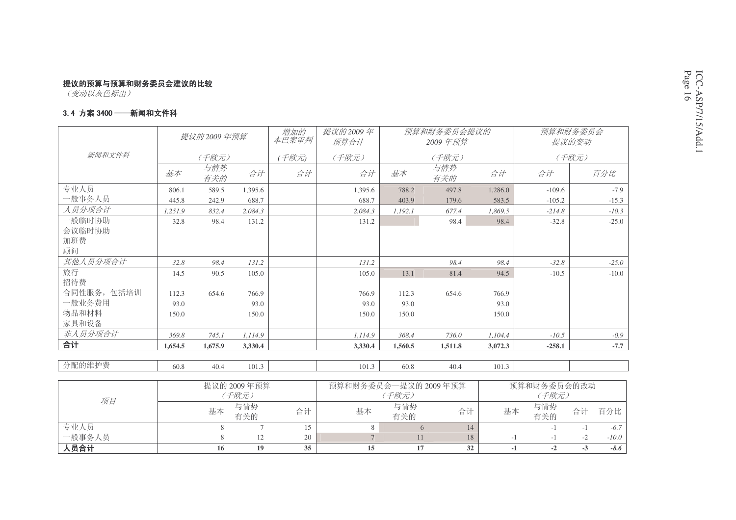**提议的预算与预算和财务委员会建议的比较**

*（变动以灰色标出）*

**3.4 方案 3400 ——新闻和文件科**

| *新闻和文件科* | *提议的2009 年预算* | | | *增加的本巴案审判* | *提议的2009 年预算合计* | *预算和财务委员会提议的 2009 年预算* | | | *预算和财务委员会提议的变动* | |
|---|---|---|---|---|---|---|---|---|---|---|
| | *(千欧元)* | | | *(千欧元)* | *(千欧元)* | *(千欧元)* | | | *(千欧元)* | |
| | *基本* | *与情势有关的* | *合计* | *合计* | *合计* | *基本* | *与情势有关的* | *合计* | *合计* | *百分比* |
| 专业人员 | 806.1 | 589.5 | 1,395.6 | | 1,395.6 | 788.2 | 497.8 | 1,286.0 | -109.6 | -7.9 |
| 一般事务人员 | 445.8 | 242.9 | 688.7 | | 688.7 | 403.9 | 179.6 | 583.5 | -105.2 | -15.3 |
| *人员分项合计* | *1,251.9* | *832.4* | *2,084.3* | | *2,084.3* | *1,192.1* | *677.4* | *1,869.5* | *-214.8* | *-10.3* |
| 一般临时协助 | 32.8 | 98.4 | 131.2 | | 131.2 | | 98.4 | 98.4 | -32.8 | -25.0 |
| 会议临时协助 | | | | | | | | | | |
| 加班费 | | | | | | | | | | |
| 顾问 | | | | | | | | | | |
| *其他人员分项合计* | *32.8* | *98.4* | *131.2* | | *131.2* | | *98.4* | *98.4* | *-32.8* | *-25.0* |
| 旅行 | 14.5 | 90.5 | 105.0 | | 105.0 | 13.1 | 81.4 | 94.5 | -10.5 | -10.0 |
| 招待费 | | | | | | | | | | |
| 合同性服务，包括培训 | 112.3 | 654.6 | 766.9 | | 766.9 | 112.3 | 654.6 | 766.9 | | |
| 一般业务费用 | 93.0 | | 93.0 | | 93.0 | 93.0 | | 93.0 | | |
| 物品和材料 | 150.0 | | 150.0 | | 150.0 | 150.0 | | 150.0 | | |
| 家具和设备 | | | | | | | | | | |
| *非人员分项合计* | *369.8* | *745.1* | *1,114.9* | | *1,114.9* | *368.4* | *736.0* | *1,104.4* | *-10.5* | *-0.9* |
| **合计** | **1,654.5** | **1,675.9** | **3,330.4** | | **3,330.4** | **1,560.5** | **1,511.8** | **3,072.3** | **-258.1** | **-7.7** |
| 分配的维护费 | 60.8 | 40.4 | 101.3 | | 101.3 | 60.8 | 40.4 | 101.3 | | |

| *项目* | 提议的 2009 年预算 *(千欧元)* | | | 预算和财务委员会—提议的 2009 年预算 *(千欧元)* | | | 预算和财务委员会的改动 *(千欧元)* | | | |
|---|---|---|---|---|---|---|---|---|---|---|
| | 基本 | 与情势有关的 | 合计 | 基本 | 与情势有关的 | 合计 | 基本 | 与情势有关的 | 合计 | 百分比 |
| 专业人员 | 8 | 7 | 15 | 8 | 6 | 14 | | -1 | -1 | *-6.7* |
| 一般事务人员 | 8 | 12 | 20 | 7 | 11 | 18 | -1 | -1 | -2 | *-10.0* |
| **人员合计** | **16** | **19** | **35** | **15** | **17** | **32** | **-1** | **-2** | **-3** | ***-8.6*** |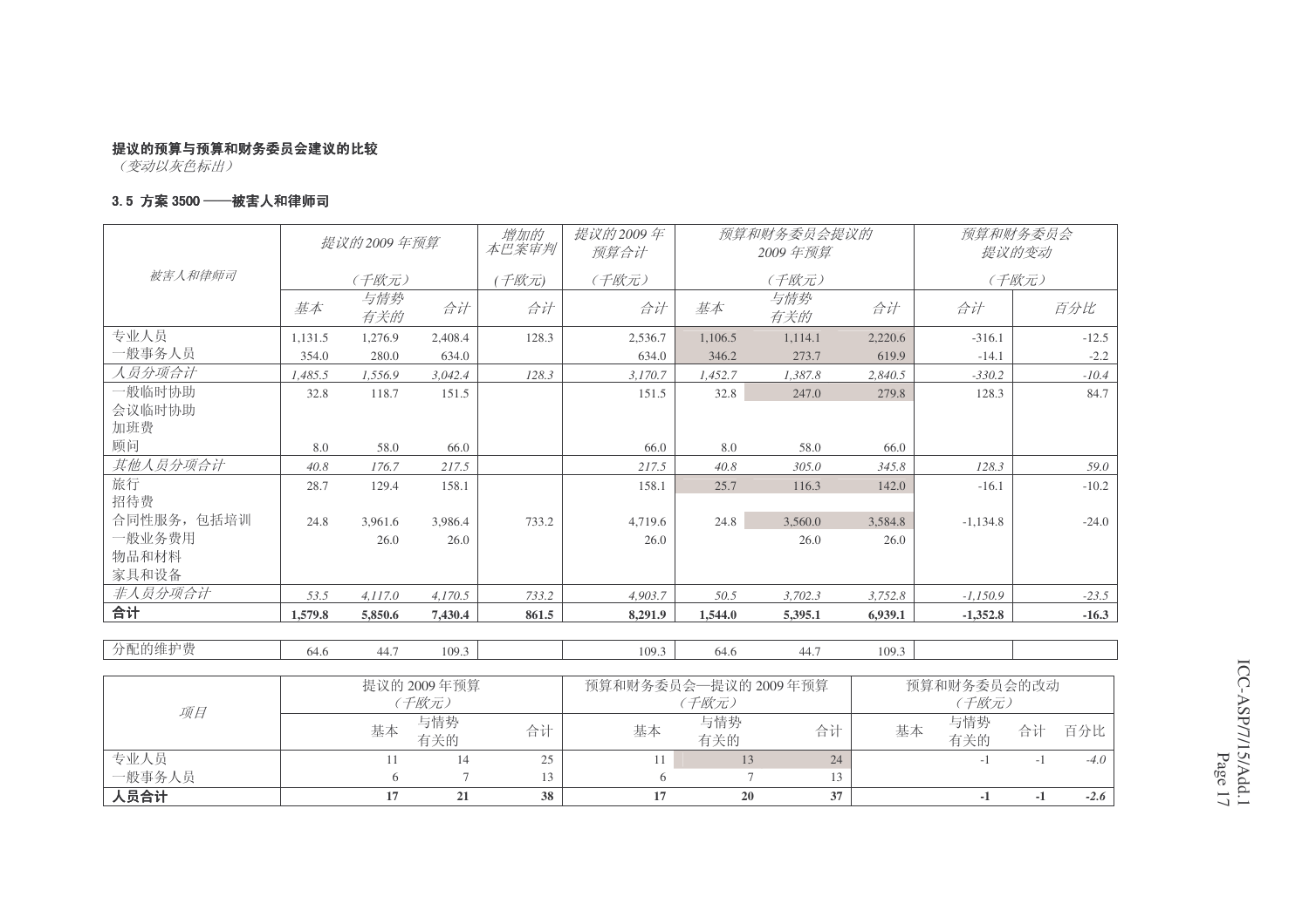**提议的预算与预算和财务委员会建议的比较**

*（变动以灰色标出）*

**3.5 方案 3500 ——被害人和律师司**

| 被害人和律师司 | 提议的2009年预算（千欧元） | | | 增加的本巴案审判（千欧元） | 提议的2009年预算合计（千欧元） | 预算和财务委员会提议的2009年预算（千欧元） | | | 预算和财务委员会提议的变动（千欧元） | |
|---|---|---|---|---|---|---|---|---|---|---|
| | 基本 | 与情势有关的 | 合计 | 合计 | 合计 | 基本 | 与情势有关的 | 合计 | 合计 | 百分比 |
| 专业人员 | 1,131.5 | 1,276.9 | 2,408.4 | 128.3 | 2,536.7 | 1,106.5 | 1,114.1 | 2,220.6 | -316.1 | -12.5 |
| 一般事务人员 | 354.0 | 280.0 | 634.0 | | 634.0 | 346.2 | 273.7 | 619.9 | -14.1 | -2.2 |
| *人员分项合计* | *1,485.5* | *1,556.9* | *3,042.4* | *128.3* | *3,170.7* | *1,452.7* | *1,387.8* | *2,840.5* | *-330.2* | *-10.4* |
| 一般临时协助 | 32.8 | 118.7 | 151.5 | | 151.5 | 32.8 | 247.0 | 279.8 | 128.3 | 84.7 |
| 会议临时协助 | | | | | | | | | | |
| 加班费 | | | | | | | | | | |
| 顾问 | 8.0 | 58.0 | 66.0 | | 66.0 | 8.0 | 58.0 | 66.0 | | |
| *其他人员分项合计* | *40.8* | *176.7* | *217.5* | | *217.5* | *40.8* | *305.0* | *345.8* | *128.3* | *59.0* |
| 旅行 | 28.7 | 129.4 | 158.1 | | 158.1 | 25.7 | 116.3 | 142.0 | -16.1 | -10.2 |
| 招待费 | | | | | | | | | | |
| 合同性服务，包括培训 | 24.8 | 3,961.6 | 3,986.4 | 733.2 | 4,719.6 | 24.8 | 3,560.0 | 3,584.8 | -1,134.8 | -24.0 |
| 一般业务费用 | | 26.0 | 26.0 | | 26.0 | | 26.0 | 26.0 | | |
| 物品和材料 | | | | | | | | | | |
| 家具和设备 | | | | | | | | | | |
| *非人员分项合计* | *53.5* | *4,117.0* | *4,170.5* | *733.2* | *4,903.7* | *50.5* | *3,702.3* | *3,752.8* | *-1,150.9* | *-23.5* |
| **合计** | **1,579.8** | **5,850.6** | **7,430.4** | **861.5** | **8,291.9** | **1,544.0** | **5,395.1** | **6,939.1** | **-1,352.8** | **-16.3** |
| | | | | | | | | | | |
| 分配的维护费 | 64.6 | 44.7 | 109.3 | | 109.3 | 64.6 | 44.7 | 109.3 | | |

| 项目 | 提议的 2009 年预算（千欧元） | | | 预算和财务委员会—提议的 2009 年预算（千欧元） | | | 预算和财务委员会的改动（千欧元） | | | |
|---|---|---|---|---|---|---|---|---|---|---|
| | 基本 | 与情势有关的 | 合计 | 基本 | 与情势有关的 | 合计 | 基本 | 与情势有关的 | 合计 | 百分比 |
| 专业人员 | 11 | 14 | 25 | 11 | 13 | 24 | | -1 | -1 | *-4.0* |
| 一般事务人员 | 6 | 7 | 13 | 6 | 7 | 13 | | | | |
| **人员合计** | **17** | **21** | **38** | **17** | **20** | **37** | | **-1** | **-1** | ***-2.6*** |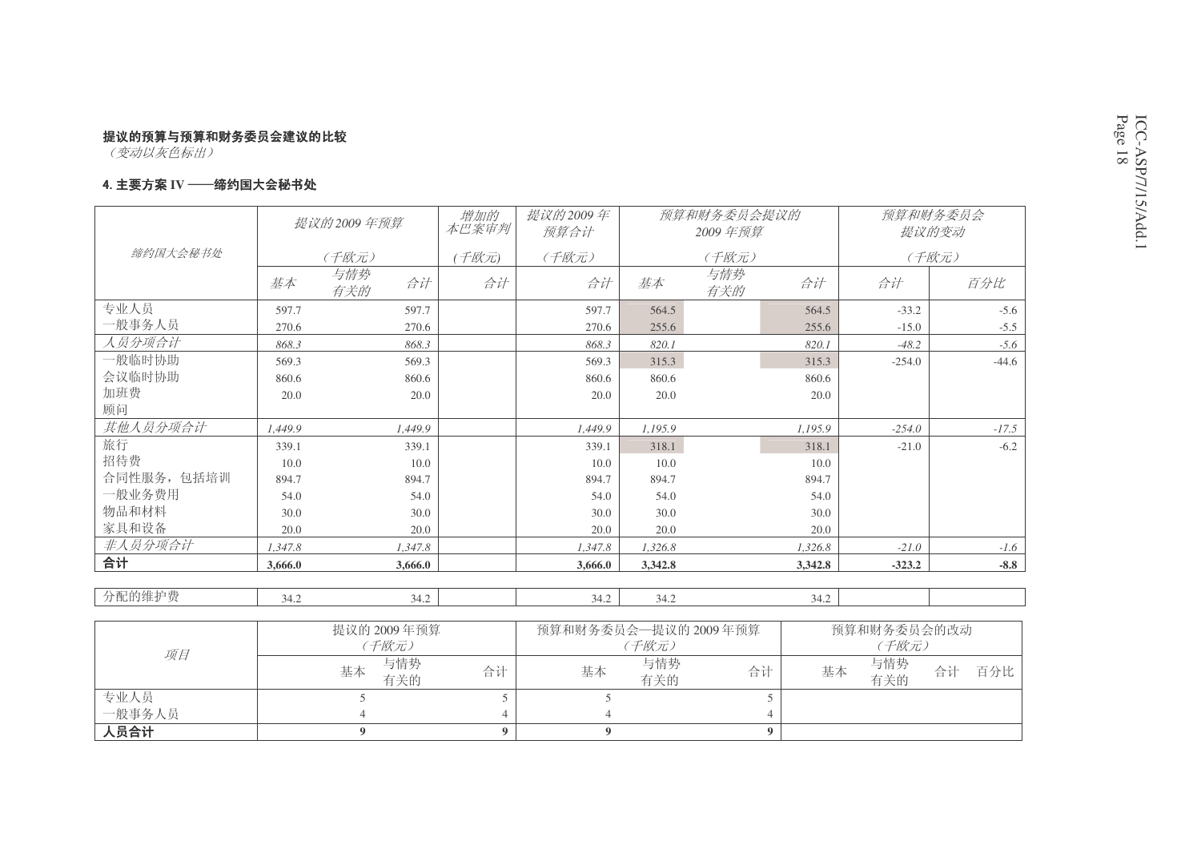**提议的预算与预算和财务委员会建议的比较**

*（变动以灰色标出）*

**4. 主要方案 IV ——缔约国大会秘书处**

| 缔约国大会秘书处 | 提议的2009 年预算（千欧元） | | | 增加的本巴案审判（千欧元） | 提议的2009 年预算合计（千欧元） | 预算和财务委员会提议的2009 年预算（千欧元） | | | 预算和财务委员会提议的变动（千欧元） | |
|---|---|---|---|---|---|---|---|---|---|---|
| | 基本 | 与情势有关的 | 合计 | 合计 | 合计 | 基本 | 与情势有关的 | 合计 | 合计 | 百分比 |
| 专业人员 | 597.7 | | 597.7 | | 597.7 | 564.5 | | 564.5 | -33.2 | -5.6 |
| 一般事务人员 | 270.6 | | 270.6 | | 270.6 | 255.6 | | 255.6 | -15.0 | -5.5 |
| *人员分项合计* | *868.3* | | *868.3* | | *868.3* | *820.1* | | *820.1* | *-48.2* | *-5.6* |
| 一般临时协助 | 569.3 | | 569.3 | | 569.3 | 315.3 | | 315.3 | -254.0 | -44.6 |
| 会议临时协助 | 860.6 | | 860.6 | | 860.6 | 860.6 | | 860.6 | | |
| 加班费 | 20.0 | | 20.0 | | 20.0 | 20.0 | | 20.0 | | |
| 顾问 | | | | | | | | | | |
| *其他人员分项合计* | *1,449.9* | | *1,449.9* | | *1,449.9* | *1,195.9* | | *1,195.9* | *-254.0* | *-17.5* |
| 旅行 | 339.1 | | 339.1 | | 339.1 | 318.1 | | 318.1 | -21.0 | -6.2 |
| 招待费 | 10.0 | | 10.0 | | 10.0 | 10.0 | | 10.0 | | |
| 合同性服务，包括培训 | 894.7 | | 894.7 | | 894.7 | 894.7 | | 894.7 | | |
| 一般业务费用 | 54.0 | | 54.0 | | 54.0 | 54.0 | | 54.0 | | |
| 物品和材料 | 30.0 | | 30.0 | | 30.0 | 30.0 | | 30.0 | | |
| 家具和设备 | 20.0 | | 20.0 | | 20.0 | 20.0 | | 20.0 | | |
| *非人员分项合计* | *1,347.8* | | *1,347.8* | | *1,347.8* | *1,326.8* | | *1,326.8* | *-21.0* | *-1.6* |
| **合计** | **3,666.0** | | **3,666.0** | | **3,666.0** | **3,342.8** | | **3,342.8** | **-323.2** | **-8.8** |
| 分配的维护费 | 34.2 | | 34.2 | | 34.2 | 34.2 | | 34.2 | | |

| 项目 | 提议的 2009 年预算（千欧元） | | | 预算和财务委员会—提议的 2009 年预算（千欧元） | | | 预算和财务委员会的改动（千欧元） | | | |
|---|---|---|---|---|---|---|---|---|---|---|
| | 基本 | 与情势有关的 | 合计 | 基本 | 与情势有关的 | 合计 | 基本 | 与情势有关的 | 合计 | 百分比 |
| 专业人员 | 5 | | 5 | 5 | | 5 | | | | |
| 一般事务人员 | 4 | | 4 | 4 | | 4 | | | | |
| **人员合计** | **9** | | **9** | **9** | | **9** | | | | |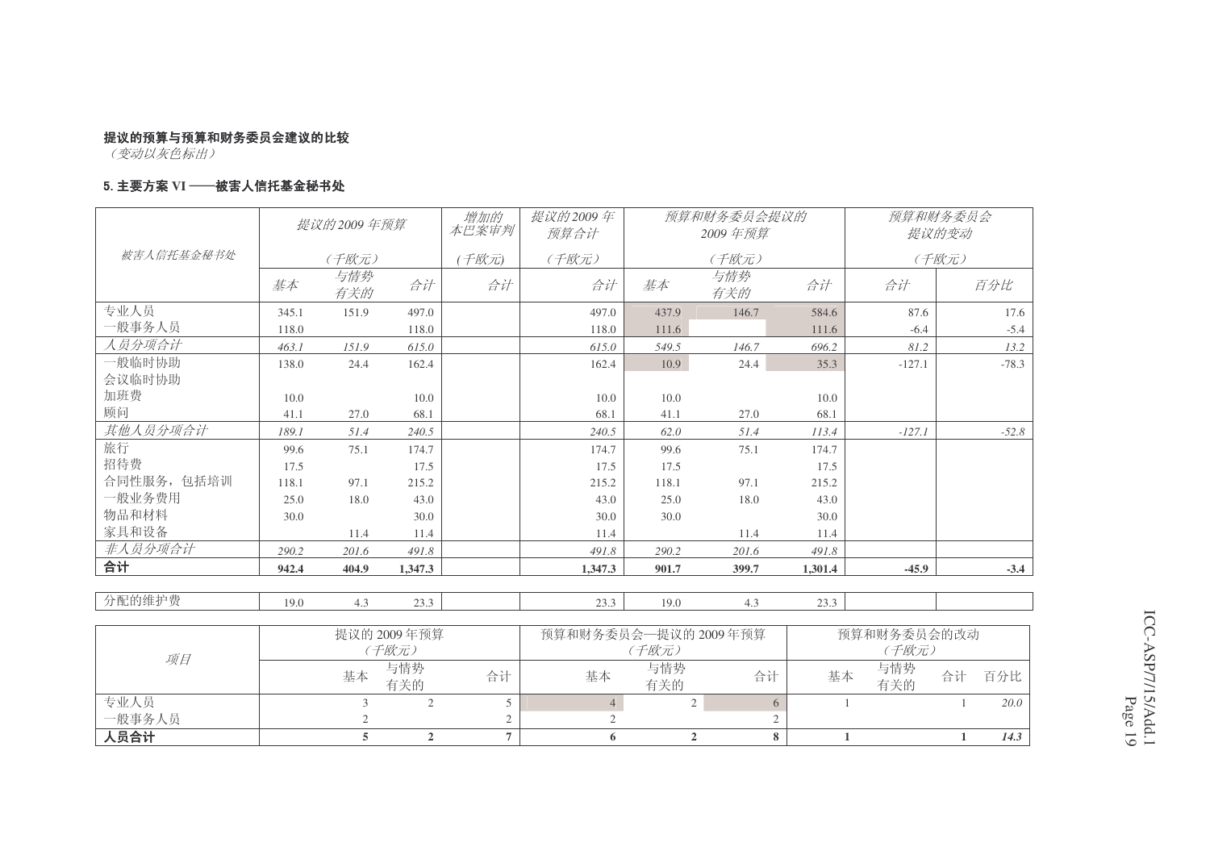**提议的预算与预算和财务委员会建议的比较**
*（变动以灰色标出）*

**5. 主要方案 VI ——被害人信托基金秘书处**

| 被害人信托基金秘书处 | 提议的2009 年预算（千欧元） | | | 增加的本巴案审判（千欧元） | 提议的2009 年预算合计（千欧元） | 预算和财务委员会提议的2009 年预算（千欧元） | | | 预算和财务委员会提议的变动（千欧元） | |
|---|---|---|---|---|---|---|---|---|---|---|
| | 基本 | 与情势有关的 | 合计 | 合计 | 合计 | 基本 | 与情势有关的 | 合计 | 合计 | 百分比 |
| 专业人员 | 345.1 | 151.9 | 497.0 | | 497.0 | 437.9 | 146.7 | 584.6 | 87.6 | 17.6 |
| 一般事务人员 | 118.0 | | 118.0 | | 118.0 | 111.6 | | 111.6 | -6.4 | -5.4 |
| *人员分项合计* | *463.1* | *151.9* | *615.0* | | *615.0* | *549.5* | *146.7* | *696.2* | *81.2* | *13.2* |
| 一般临时协助 | 138.0 | 24.4 | 162.4 | | 162.4 | 10.9 | 24.4 | 35.3 | -127.1 | -78.3 |
| 会议临时协助 | | | | | | | | | | |
| 加班费 | 10.0 | | 10.0 | | 10.0 | 10.0 | | 10.0 | | |
| 顾问 | 41.1 | 27.0 | 68.1 | | 68.1 | 41.1 | 27.0 | 68.1 | | |
| *其他人员分项合计* | *189.1* | *51.4* | *240.5* | | *240.5* | *62.0* | *51.4* | *113.4* | *-127.1* | *-52.8* |
| 旅行 | 99.6 | 75.1 | 174.7 | | 174.7 | 99.6 | 75.1 | 174.7 | | |
| 招待费 | 17.5 | | 17.5 | | 17.5 | 17.5 | | 17.5 | | |
| 合同性服务，包括培训 | 118.1 | 97.1 | 215.2 | | 215.2 | 118.1 | 97.1 | 215.2 | | |
| 一般业务费用 | 25.0 | 18.0 | 43.0 | | 43.0 | 25.0 | 18.0 | 43.0 | | |
| 物品和材料 | 30.0 | | 30.0 | | 30.0 | 30.0 | | 30.0 | | |
| 家具和设备 | | 11.4 | 11.4 | | 11.4 | | 11.4 | 11.4 | | |
| *非人员分项合计* | *290.2* | *201.6* | *491.8* | | *491.8* | *290.2* | *201.6* | *491.8* | | |
| **合计** | **942.4** | **404.9** | **1,347.3** | | **1,347.3** | **901.7** | **399.7** | **1,301.4** | **-45.9** | **-3.4** |

| 分配的维护费 | 19.0 | 4.3 | 23.3 | | 23.3 | 19.0 | 4.3 | 23.3 | | |
|---|---|---|---|---|---|---|---|---|---|---|

| 项目 | 提议的 2009 年预算（千欧元） | | | 预算和财务委员会—提议的 2009 年预算（千欧元） | | | 预算和财务委员会的改动（千欧元） | | | |
|---|---|---|---|---|---|---|---|---|---|---|
| | 基本 | 与情势有关的 | 合计 | 基本 | 与情势有关的 | 合计 | 基本 | 与情势有关的 | 合计 | 百分比 |
| 专业人员 | 3 | 2 | 5 | 4 | 2 | 6 | 1 | | 1 | *20.0* |
| 一般事务人员 | 2 | | 2 | 2 | | 2 | | | | |
| **人员合计** | **5** | **2** | **7** | **6** | **2** | **8** | **1** | | **1** | ***14.3*** |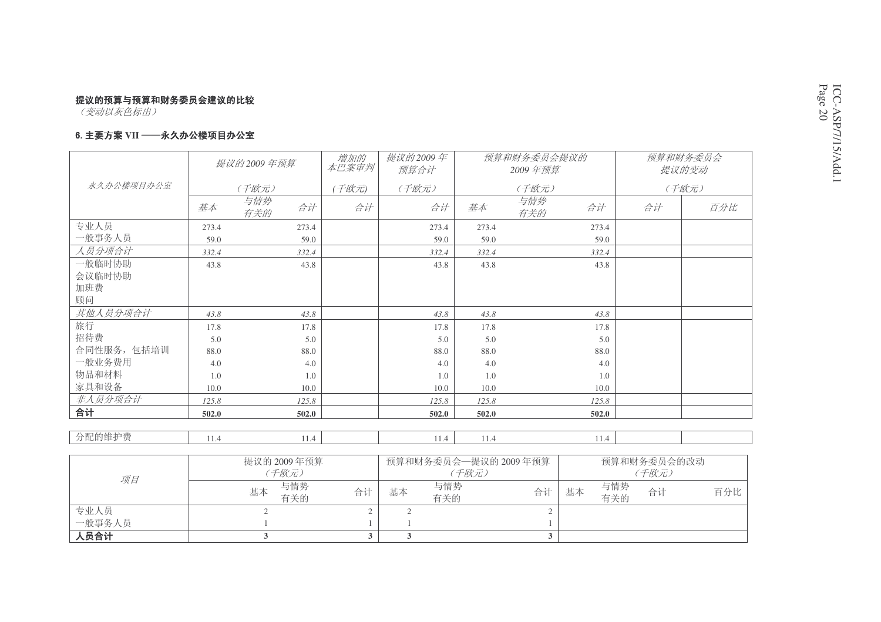**提议的预算与预算和财务委员会建议的比较**
*（变动以灰色标出）*

**6. 主要方案 VII ——永久办公楼项目办公室**

| *永久办公楼项目办公室* | *提议的2009 年预算（千欧元）* | | | *增加的本巴案审判（千欧元）* | *提议的2009 年预算合计（千欧元）* | *预算和财务委员会提议的 2009 年预算（千欧元）* | | | *预算和财务委员会提议的变动（千欧元）* | |
|---|---|---|---|---|---|---|---|---|---|---|
| | *基本* | *与情势有关的* | *合计* | *合计* | *合计* | *基本* | *与情势有关的* | *合计* | *合计* | *百分比* |
| 专业人员 | 273.4 | | 273.4 | | 273.4 | 273.4 | | 273.4 | | |
| 一般事务人员 | 59.0 | | 59.0 | | 59.0 | 59.0 | | 59.0 | | |
| *人员分项合计* | *332.4* | | *332.4* | | *332.4* | *332.4* | | *332.4* | | |
| 一般临时协助 | 43.8 | | 43.8 | | 43.8 | 43.8 | | 43.8 | | |
| 会议临时协助 | | | | | | | | | | |
| 加班费 | | | | | | | | | | |
| 顾问 | | | | | | | | | | |
| *其他人员分项合计* | *43.8* | | *43.8* | | *43.8* | *43.8* | | *43.8* | | |
| 旅行 | 17.8 | | 17.8 | | 17.8 | 17.8 | | 17.8 | | |
| 招待费 | 5.0 | | 5.0 | | 5.0 | 5.0 | | 5.0 | | |
| 合同性服务，包括培训 | 88.0 | | 88.0 | | 88.0 | 88.0 | | 88.0 | | |
| 一般业务费用 | 4.0 | | 4.0 | | 4.0 | 4.0 | | 4.0 | | |
| 物品和材料 | 1.0 | | 1.0 | | 1.0 | 1.0 | | 1.0 | | |
| 家具和设备 | 10.0 | | 10.0 | | 10.0 | 10.0 | | 10.0 | | |
| *非人员分项合计* | *125.8* | | *125.8* | | *125.8* | *125.8* | | *125.8* | | |
| **合计** | **502.0** | | **502.0** | | **502.0** | **502.0** | | **502.0** | | |
| 分配的维护费 | 11.4 | | 11.4 | | 11.4 | 11.4 | | 11.4 | | |

| *项目* | 提议的 2009 年预算（千欧元） | | | 预算和财务委员会—提议的 2009 年预算（千欧元） | | | 预算和财务委员会的改动（千欧元） | | | |
|---|---|---|---|---|---|---|---|---|---|---|
| | 基本 | 与情势有关的 | 合计 | 基本 | 与情势有关的 | 合计 | 基本 | 与情势有关的 | 合计 | 百分比 |
| 专业人员 | 2 | | 2 | 2 | | 2 | | | | |
| 一般事务人员 | 1 | | 1 | 1 | | 1 | | | | |
| **人员合计** | **3** | | **3** | **3** | | **3** | | | | |